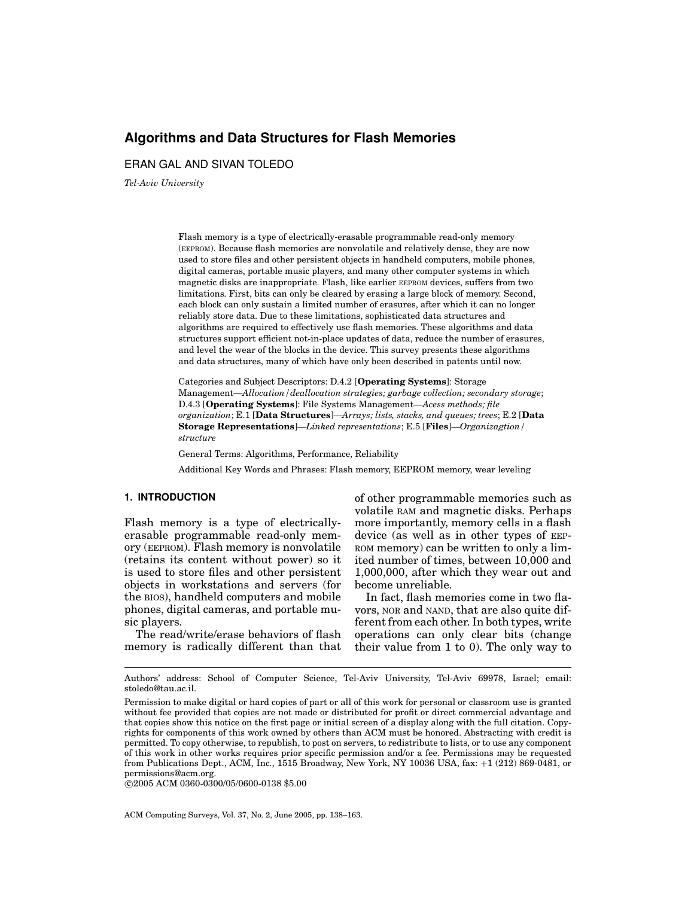# Algorithms and Data Structures for Flash Memories

ERAN GAL AND SIVAN TOLEDO

*Tel-Aviv University*

Flash memory is a type of electrically-erasable programmable read-only memory (EEPROM). Because flash memories are nonvolatile and relatively dense, they are now used to store files and other persistent objects in handheld computers, mobile phones, digital cameras, portable music players, and many other computer systems in which magnetic disks are inappropriate. Flash, like earlier EEPROM devices, suffers from two limitations. First, bits can only be cleared by erasing a large block of memory. Second, each block can only sustain a limited number of erasures, after which it can no longer reliably store data. Due to these limitations, sophisticated data structures and algorithms are required to effectively use flash memories. These algorithms and data structures support efficient not-in-place updates of data, reduce the number of erasures, and level the wear of the blocks in the device. This survey presents these algorithms and data structures, many of which have only been described in patents until now.

Categories and Subject Descriptors: D.4.2 [**Operating Systems**]: Storage Management—*Allocation/deallocation strategies; garbage collection; secondary storage*; D.4.3 [**Operating Systems**]: File Systems Management—*Acess methods; file organization*; E.1 [**Data Structures**]—*Arrays; lists, stacks, and queues; trees*; E.2 [**Data Storage Representations**]—*Linked representations*; E.5 [**Files**]—*Organizagtion/structure*

General Terms: Algorithms, Performance, Reliability

Additional Key Words and Phrases: Flash memory, EEPROM memory, wear leveling

## 1. INTRODUCTION

Flash memory is a type of electrically-erasable programmable read-only memory (EEPROM). Flash memory is nonvolatile (retains its content without power) so it is used to store files and other persistent objects in workstations and servers (for the BIOS), handheld computers and mobile phones, digital cameras, and portable music players.

The read/write/erase behaviors of flash memory is radically different than that of other programmable memories such as volatile RAM and magnetic disks. Perhaps more importantly, memory cells in a flash device (as well as in other types of EEPROM memory) can be written to only a limited number of times, between 10,000 and 1,000,000, after which they wear out and become unreliable.

In fact, flash memories come in two flavors, NOR and NAND, that are also quite different from each other. In both types, write operations can only clear bits (change their value from 1 to 0). The only way to

---

Authors' address: School of Computer Science, Tel-Aviv University, Tel-Aviv 69978, Israel; email: stoledo@tau.ac.il.

Permission to make digital or hard copies of part or all of this work for personal or classroom use is granted without fee provided that copies are not made or distributed for profit or direct commercial advantage and that copies show this notice on the first page or initial screen of a display along with the full citation. Copyrights for components of this work owned by others than ACM must be honored. Abstracting with credit is permitted. To copy otherwise, to republish, to post on servers, to redistribute to lists, or to use any component of this work in other works requires prior specific permission and/or a fee. Permissions may be requested from Publications Dept., ACM, Inc., 1515 Broadway, New York, NY 10036 USA, fax: +1 (212) 869-0481, or permissions@acm.org.

©2005 ACM 0360-0300/05/0600-0138 $5.00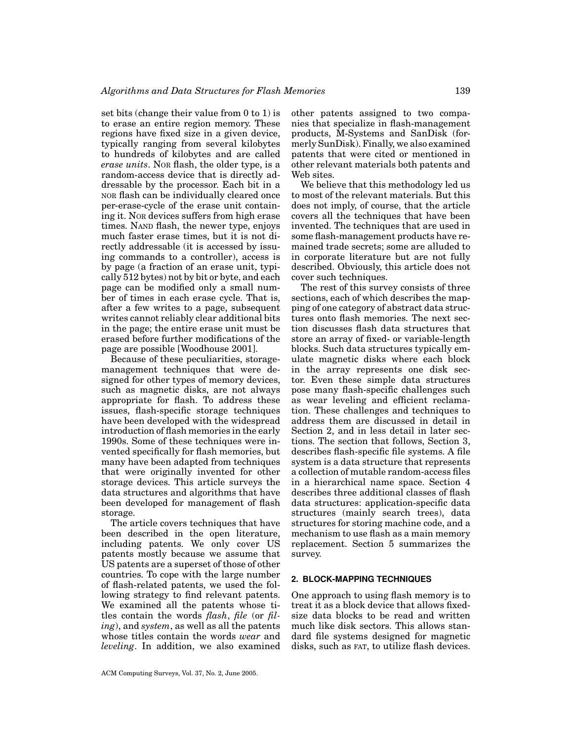set bits (change their value from 0 to 1) is to erase an entire region memory. These regions have fixed size in a given device, typically ranging from several kilobytes to hundreds of kilobytes and are called *erase units*. NOR flash, the older type, is a random-access device that is directly addressable by the processor. Each bit in a NOR flash can be individually cleared once per-erase-cycle of the erase unit containing it. NOR devices suffers from high erase times. NAND flash, the newer type, enjoys much faster erase times, but it is not directly addressable (it is accessed by issuing commands to a controller), access is by page (a fraction of an erase unit, typically 512 bytes) not by bit or byte, and each page can be modified only a small number of times in each erase cycle. That is, after a few writes to a page, subsequent writes cannot reliably clear additional bits in the page; the entire erase unit must be erased before further modifications of the page are possible [Woodhouse 2001].

Because of these peculiarities, storage-management techniques that were designed for other types of memory devices, such as magnetic disks, are not always appropriate for flash. To address these issues, flash-specific storage techniques have been developed with the widespread introduction of flash memories in the early 1990s. Some of these techniques were invented specifically for flash memories, but many have been adapted from techniques that were originally invented for other storage devices. This article surveys the data structures and algorithms that have been developed for management of flash storage.

The article covers techniques that have been described in the open literature, including patents. We only cover US patents mostly because we assume that US patents are a superset of those of other countries. To cope with the large number of flash-related patents, we used the following strategy to find relevant patents. We examined all the patents whose titles contain the words *flash*, *file* (or *filing*), and *system*, as well as all the patents whose titles contain the words *wear* and *leveling*. In addition, we also examined other patents assigned to two companies that specialize in flash-management products, M-Systems and SanDisk (formerly SunDisk). Finally, we also examined patents that were cited or mentioned in other relevant materials both patents and Web sites.

We believe that this methodology led us to most of the relevant materials. But this does not imply, of course, that the article covers all the techniques that have been invented. The techniques that are used in some flash-management products have remained trade secrets; some are alluded to in corporate literature but are not fully described. Obviously, this article does not cover such techniques.

The rest of this survey consists of three sections, each of which describes the mapping of one category of abstract data structures onto flash memories. The next section discusses flash data structures that store an array of fixed- or variable-length blocks. Such data structures typically emulate magnetic disks where each block in the array represents one disk sector. Even these simple data structures pose many flash-specific challenges such as wear leveling and efficient reclamation. These challenges and techniques to address them are discussed in detail in Section 2, and in less detail in later sections. The section that follows, Section 3, describes flash-specific file systems. A file system is a data structure that represents a collection of mutable random-access files in a hierarchical name space. Section 4 describes three additional classes of flash data structures: application-specific data structures (mainly search trees), data structures for storing machine code, and a mechanism to use flash as a main memory replacement. Section 5 summarizes the survey.

## 2. BLOCK-MAPPING TECHNIQUES

One approach to using flash memory is to treat it as a block device that allows fixed-size data blocks to be read and written much like disk sectors. This allows standard file systems designed for magnetic disks, such as FAT, to utilize flash devices.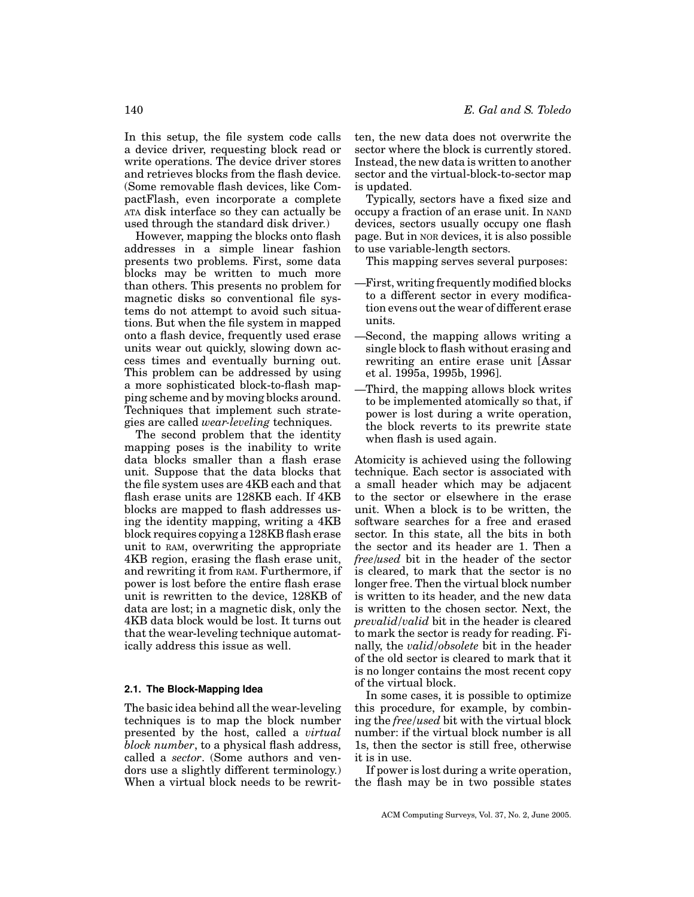In this setup, the file system code calls a device driver, requesting block read or write operations. The device driver stores and retrieves blocks from the flash device. (Some removable flash devices, like CompactFlash, even incorporate a complete ATA disk interface so they can actually be used through the standard disk driver.)

However, mapping the blocks onto flash addresses in a simple linear fashion presents two problems. First, some data blocks may be written to much more than others. This presents no problem for magnetic disks so conventional file systems do not attempt to avoid such situations. But when the file system in mapped onto a flash device, frequently used erase units wear out quickly, slowing down access times and eventually burning out. This problem can be addressed by using a more sophisticated block-to-flash mapping scheme and by moving blocks around. Techniques that implement such strategies are called *wear-leveling* techniques.

The second problem that the identity mapping poses is the inability to write data blocks smaller than a flash erase unit. Suppose that the data blocks that the file system uses are 4KB each and that flash erase units are 128KB each. If 4KB blocks are mapped to flash addresses using the identity mapping, writing a 4KB block requires copying a 128KB flash erase unit to RAM, overwriting the appropriate 4KB region, erasing the flash erase unit, and rewriting it from RAM. Furthermore, if power is lost before the entire flash erase unit is rewritten to the device, 128KB of data are lost; in a magnetic disk, only the 4KB data block would be lost. It turns out that the wear-leveling technique automatically address this issue as well.

### 2.1. The Block-Mapping Idea

The basic idea behind all the wear-leveling techniques is to map the block number presented by the host, called a *virtual block number*, to a physical flash address, called a *sector*. (Some authors and vendors use a slightly different terminology.) When a virtual block needs to be rewritten, the new data does not overwrite the sector where the block is currently stored. Instead, the new data is written to another sector and the virtual-block-to-sector map is updated.

Typically, sectors have a fixed size and occupy a fraction of an erase unit. In NAND devices, sectors usually occupy one flash page. But in NOR devices, it is also possible to use variable-length sectors.

This mapping serves several purposes:

- First, writing frequently modified blocks to a different sector in every modification evens out the wear of different erase units.
- Second, the mapping allows writing a single block to flash without erasing and rewriting an entire erase unit [Assar et al. 1995a, 1995b, 1996].
- Third, the mapping allows block writes to be implemented atomically so that, if power is lost during a write operation, the block reverts to its prewrite state when flash is used again.

Atomicity is achieved using the following technique. Each sector is associated with a small header which may be adjacent to the sector or elsewhere in the erase unit. When a block is to be written, the software searches for a free and erased sector. In this state, all the bits in both the sector and its header are 1. Then a *free/used* bit in the header of the sector is cleared, to mark that the sector is no longer free. Then the virtual block number is written to its header, and the new data is written to the chosen sector. Next, the *prevalid/valid* bit in the header is cleared to mark the sector is ready for reading. Finally, the *valid/obsolete* bit in the header of the old sector is cleared to mark that it is no longer contains the most recent copy of the virtual block.

In some cases, it is possible to optimize this procedure, for example, by combining the *free/used* bit with the virtual block number: if the virtual block number is all 1s, then the sector is still free, otherwise it is in use.

If power is lost during a write operation, the flash may be in two possible states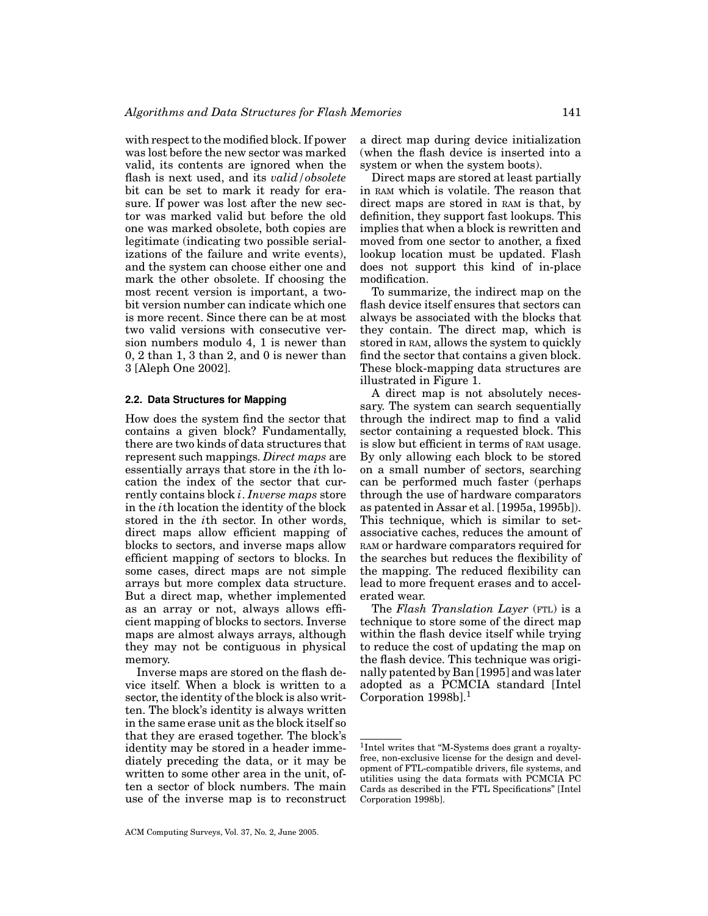with respect to the modified block. If power was lost before the new sector was marked valid, its contents are ignored when the flash is next used, and its *valid/obsolete* bit can be set to mark it ready for erasure. If power was lost after the new sector was marked valid but before the old one was marked obsolete, both copies are legitimate (indicating two possible serializations of the failure and write events), and the system can choose either one and mark the other obsolete. If choosing the most recent version is important, a two-bit version number can indicate which one is more recent. Since there can be at most two valid versions with consecutive version numbers modulo 4, 1 is newer than 0, 2 than 1, 3 than 2, and 0 is newer than 3 [Aleph One 2002].

### 2.2. Data Structures for Mapping

How does the system find the sector that contains a given block? Fundamentally, there are two kinds of data structures that represent such mappings. *Direct maps* are essentially arrays that store in the $i$th location the index of the sector that currently contains block $i$. *Inverse maps* store in the $i$th location the identity of the block stored in the $i$th sector. In other words, direct maps allow efficient mapping of blocks to sectors, and inverse maps allow efficient mapping of sectors to blocks. In some cases, direct maps are not simple arrays but more complex data structure. But a direct map, whether implemented as an array or not, always allows efficient mapping of blocks to sectors. Inverse maps are almost always arrays, although they may not be contiguous in physical memory.

Inverse maps are stored on the flash device itself. When a block is written to a sector, the identity of the block is also written. The block's identity is always written in the same erase unit as the block itself so that they are erased together. The block's identity may be stored in a header immediately preceding the data, or it may be written to some other area in the unit, often a sector of block numbers. The main use of the inverse map is to reconstruct a direct map during device initialization (when the flash device is inserted into a system or when the system boots).

Direct maps are stored at least partially in RAM which is volatile. The reason that direct maps are stored in RAM is that, by definition, they support fast lookups. This implies that when a block is rewritten and moved from one sector to another, a fixed lookup location must be updated. Flash does not support this kind of in-place modification.

To summarize, the indirect map on the flash device itself ensures that sectors can always be associated with the blocks that they contain. The direct map, which is stored in RAM, allows the system to quickly find the sector that contains a given block. These block-mapping data structures are illustrated in Figure 1.

A direct map is not absolutely necessary. The system can search sequentially through the indirect map to find a valid sector containing a requested block. This is slow but efficient in terms of RAM usage. By only allowing each block to be stored on a small number of sectors, searching can be performed much faster (perhaps through the use of hardware comparators as patented in Assar et al. [1995a, 1995b]). This technique, which is similar to set-associative caches, reduces the amount of RAM or hardware comparators required for the searches but reduces the flexibility of the mapping. The reduced flexibility can lead to more frequent erases and to accelerated wear.

The *Flash Translation Layer* (FTL) is a technique to store some of the direct map within the flash device itself while trying to reduce the cost of updating the map on the flash device. This technique was originally patented by Ban [1995] and was later adopted as a PCMCIA standard [Intel Corporation 1998b].[1]

[1] Intel writes that "M-Systems does grant a royalty-free, non-exclusive license for the design and development of FTL-compatible drivers, file systems, and utilities using the data formats with PCMCIA PC Cards as described in the FTL Specifications" [Intel Corporation 1998b].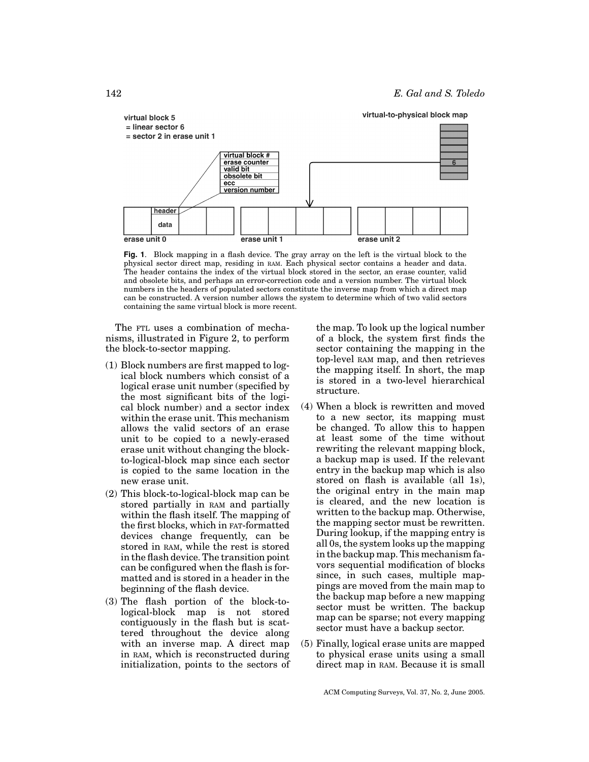virtual block 5
= linear sector 6
= sector 2 in erase unit 1

virtual-to-physical block map

virtual block #
erase counter
valid bit
obsolete bit
ecc
version number

header
data

6

erase unit 0
erase unit 1
erase unit 2

**Fig. 1.** Block mapping in a flash device. The gray array on the left is the virtual block to the physical sector direct map, residing in RAM. Each physical sector contains a header and data. The header contains the index of the virtual block stored in the sector, an erase counter, valid and obsolete bits, and perhaps an error-correction code and a version number. The virtual block numbers in the headers of populated sectors constitute the inverse map from which a direct map can be constructed. A version number allows the system to determine which of two valid sectors containing the same virtual block is more recent.

The FTL uses a combination of mechanisms, illustrated in Figure 2, to perform the block-to-sector mapping.

(1) Block numbers are first mapped to logical block numbers which consist of a logical erase unit number (specified by the most significant bits of the logical block number) and a sector index within the erase unit. This mechanism allows the valid sectors of an erase unit to be copied to a newly-erased erase unit without changing the block-to-logical-block map since each sector is copied to the same location in the new erase unit.

(2) This block-to-logical-block map can be stored partially in RAM and partially within the flash itself. The mapping of the first blocks, which in FAT-formatted devices change frequently, can be stored in RAM, while the rest is stored in the flash device. The transition point can be configured when the flash is formatted and is stored in a header in the beginning of the flash device.

(3) The flash portion of the block-to-logical-block map is not stored contiguously in the flash but is scattered throughout the device along with an inverse map. A direct map in RAM, which is reconstructed during initialization, points to the sectors of the map. To look up the logical number of a block, the system first finds the sector containing the mapping in the top-level RAM map, and then retrieves the mapping itself. In short, the map is stored in a two-level hierarchical structure.

(4) When a block is rewritten and moved to a new sector, its mapping must be changed. To allow this to happen at least some of the time without rewriting the relevant mapping block, a backup map is used. If the relevant entry in the backup map which is also stored on flash is available (all 1s), the original entry in the main map is cleared, and the new location is written to the backup map. Otherwise, the mapping sector must be rewritten. During lookup, if the mapping entry is all 0s, the system looks up the mapping in the backup map. This mechanism favors sequential modification of blocks since, in such cases, multiple mappings are moved from the main map to the backup map before a new mapping sector must be written. The backup map can be sparse; not every mapping sector must have a backup sector.

(5) Finally, logical erase units are mapped to physical erase units using a small direct map in RAM. Because it is small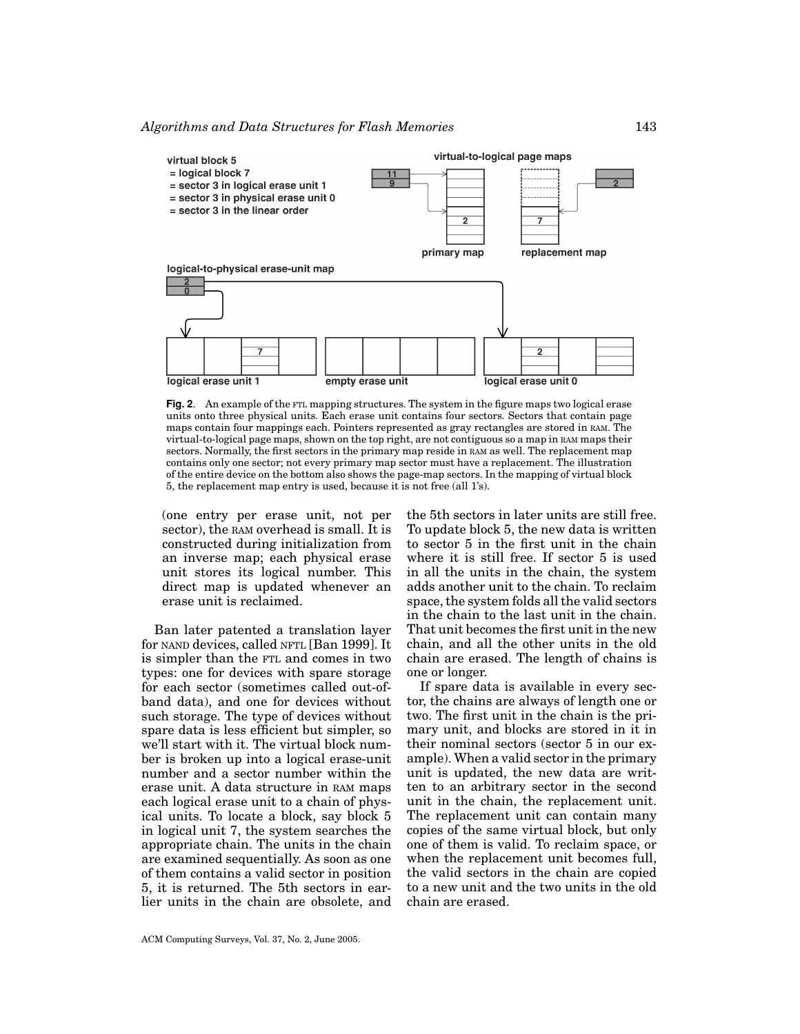virtual block 5
= logical block 7
= sector 3 in logical erase unit 1
= sector 3 in physical erase unit 0
= sector 3 in the linear order

**Fig. 2**. An example of the FTL mapping structures. The system in the figure maps two logical erase units onto three physical units. Each erase unit contains four sectors. Sectors that contain page maps contain four mappings each. Pointers represented as gray rectangles are stored in RAM. The virtual-to-logical page maps, shown on the top right, are not contiguous so a map in RAM maps their sectors. Normally, the first sectors in the primary map reside in RAM as well. The replacement map contains only one sector; not every primary map sector must have a replacement. The illustration of the entire device on the bottom also shows the page-map sectors. In the mapping of virtual block 5, the replacement map entry is used, because it is not free (all 1's).

(one entry per erase unit, not per sector), the RAM overhead is small. It is constructed during initialization from an inverse map; each physical erase unit stores its logical number. This direct map is updated whenever an erase unit is reclaimed.

Ban later patented a translation layer for NAND devices, called NFTL [Ban 1999]. It is simpler than the FTL and comes in two types: one for devices with spare storage for each sector (sometimes called out-of-band data), and one for devices without such storage. The type of devices without spare data is less efficient but simpler, so we'll start with it. The virtual block number is broken up into a logical erase-unit number and a sector number within the erase unit. A data structure in RAM maps each logical erase unit to a chain of physical units. To locate a block, say block 5 in logical unit 7, the system searches the appropriate chain. The units in the chain are examined sequentially. As soon as one of them contains a valid sector in position 5, it is returned. The 5th sectors in earlier units in the chain are obsolete, and the 5th sectors in later units are still free. To update block 5, the new data is written to sector 5 in the first unit in the chain where it is still free. If sector 5 is used in all the units in the chain, the system adds another unit to the chain. To reclaim space, the system folds all the valid sectors in the chain to the last unit in the chain. That unit becomes the first unit in the new chain, and all the other units in the old chain are erased. The length of chains is one or longer.

If spare data is available in every sector, the chains are always of length one or two. The first unit in the chain is the primary unit, and blocks are stored in it in their nominal sectors (sector 5 in our example). When a valid sector in the primary unit is updated, the new data are written to an arbitrary sector in the second unit in the chain, the replacement unit. The replacement unit can contain many copies of the same virtual block, but only one of them is valid. To reclaim space, or when the replacement unit becomes full, the valid sectors in the chain are copied to a new unit and the two units in the old chain are erased.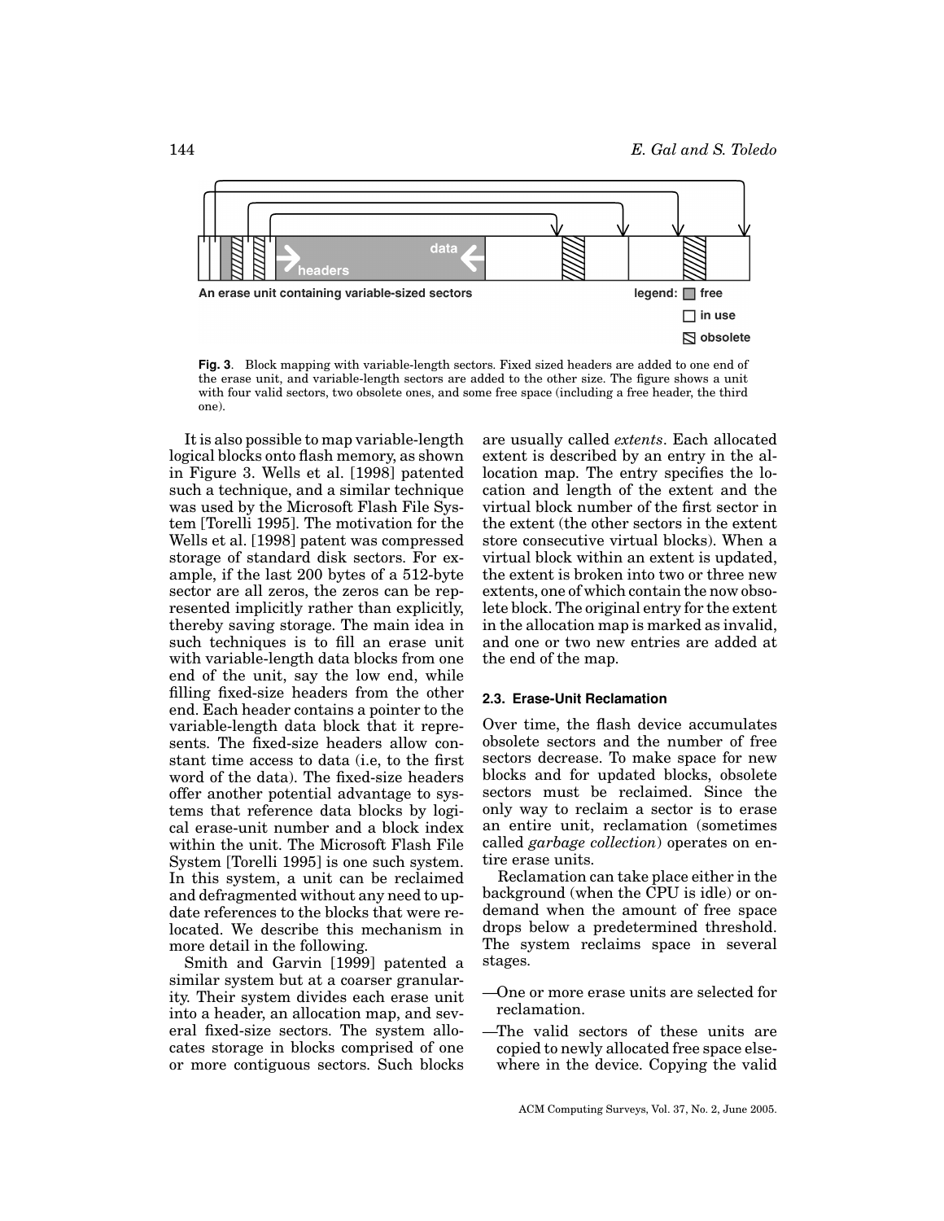An erase unit containing variable-sized sectors

legend: free / in use / obsolete

**Fig. 3**. Block mapping with variable-length sectors. Fixed sized headers are added to one end of the erase unit, and variable-length sectors are added to the other size. The figure shows a unit with four valid sectors, two obsolete ones, and some free space (including a free header, the third one).

It is also possible to map variable-length logical blocks onto flash memory, as shown in Figure 3. Wells et al. [1998] patented such a technique, and a similar technique was used by the Microsoft Flash File System [Torelli 1995]. The motivation for the Wells et al. [1998] patent was compressed storage of standard disk sectors. For example, if the last 200 bytes of a 512-byte sector are all zeros, the zeros can be represented implicitly rather than explicitly, thereby saving storage. The main idea in such techniques is to fill an erase unit with variable-length data blocks from one end of the unit, say the low end, while filling fixed-size headers from the other end. Each header contains a pointer to the variable-length data block that it represents. The fixed-size headers allow constant time access to data (i.e, to the first word of the data). The fixed-size headers offer another potential advantage to systems that reference data blocks by logical erase-unit number and a block index within the unit. The Microsoft Flash File System [Torelli 1995] is one such system. In this system, a unit can be reclaimed and defragmented without any need to update references to the blocks that were relocated. We describe this mechanism in more detail in the following.

Smith and Garvin [1999] patented a similar system but at a coarser granularity. Their system divides each erase unit into a header, an allocation map, and several fixed-size sectors. The system allocates storage in blocks comprised of one or more contiguous sectors. Such blocks are usually called *extents*. Each allocated extent is described by an entry in the allocation map. The entry specifies the location and length of the extent and the virtual block number of the first sector in the extent (the other sectors in the extent store consecutive virtual blocks). When a virtual block within an extent is updated, the extent is broken into two or three new extents, one of which contain the now obsolete block. The original entry for the extent in the allocation map is marked as invalid, and one or two new entries are added at the end of the map.

### 2.3. Erase-Unit Reclamation

Over time, the flash device accumulates obsolete sectors and the number of free sectors decrease. To make space for new blocks and for updated blocks, obsolete sectors must be reclaimed. Since the only way to reclaim a sector is to erase an entire unit, reclamation (sometimes called *garbage collection*) operates on entire erase units.

Reclamation can take place either in the background (when the CPU is idle) or on-demand when the amount of free space drops below a predetermined threshold. The system reclaims space in several stages.

- One or more erase units are selected for reclamation.
- The valid sectors of these units are copied to newly allocated free space elsewhere in the device. Copying the valid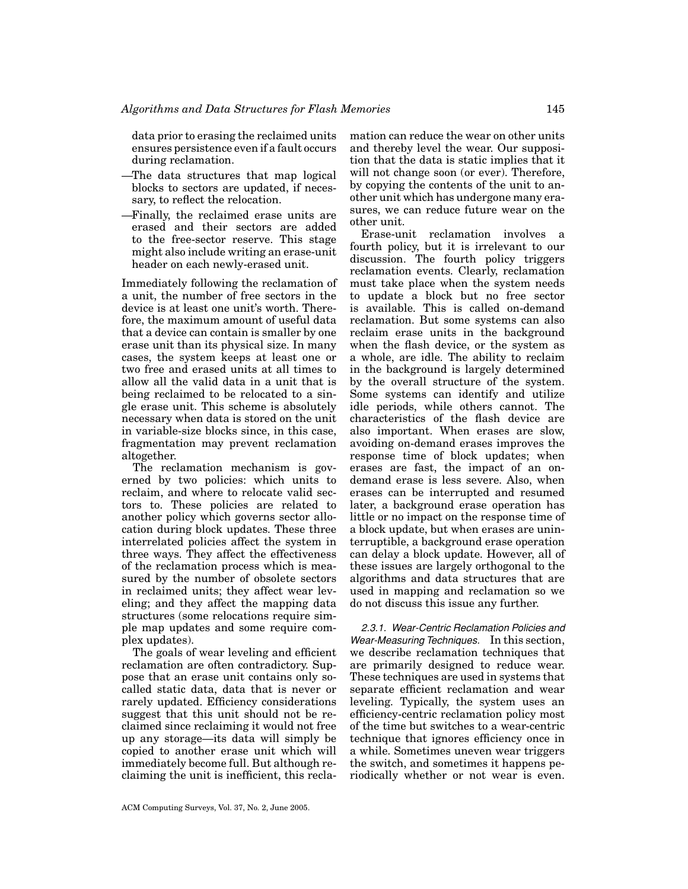data prior to erasing the reclaimed units ensures persistence even if a fault occurs during reclamation.

—The data structures that map logical blocks to sectors are updated, if necessary, to reflect the relocation.

—Finally, the reclaimed erase units are erased and their sectors are added to the free-sector reserve. This stage might also include writing an erase-unit header on each newly-erased unit.

Immediately following the reclamation of a unit, the number of free sectors in the device is at least one unit's worth. Therefore, the maximum amount of useful data that a device can contain is smaller by one erase unit than its physical size. In many cases, the system keeps at least one or two free and erased units at all times to allow all the valid data in a unit that is being reclaimed to be relocated to a single erase unit. This scheme is absolutely necessary when data is stored on the unit in variable-size blocks since, in this case, fragmentation may prevent reclamation altogether.

The reclamation mechanism is governed by two policies: which units to reclaim, and where to relocate valid sectors to. These policies are related to another policy which governs sector allocation during block updates. These three interrelated policies affect the system in three ways. They affect the effectiveness of the reclamation process which is measured by the number of obsolete sectors in reclaimed units; they affect wear leveling; and they affect the mapping data structures (some relocations require simple map updates and some require complex updates).

The goals of wear leveling and efficient reclamation are often contradictory. Suppose that an erase unit contains only so-called static data, data that is never or rarely updated. Efficiency considerations suggest that this unit should not be reclaimed since reclaiming it would not free up any storage—its data will simply be copied to another erase unit which will immediately become full. But although reclaiming the unit is inefficient, this reclamation can reduce the wear on other units and thereby level the wear. Our supposition that the data is static implies that it will not change soon (or ever). Therefore, by copying the contents of the unit to another unit which has undergone many erasures, we can reduce future wear on the other unit.

Erase-unit reclamation involves a fourth policy, but it is irrelevant to our discussion. The fourth policy triggers reclamation events. Clearly, reclamation must take place when the system needs to update a block but no free sector is available. This is called on-demand reclamation. But some systems can also reclaim erase units in the background when the flash device, or the system as a whole, are idle. The ability to reclaim in the background is largely determined by the overall structure of the system. Some systems can identify and utilize idle periods, while others cannot. The characteristics of the flash device are also important. When erases are slow, avoiding on-demand erases improves the response time of block updates; when erases are fast, the impact of an on-demand erase is less severe. Also, when erases can be interrupted and resumed later, a background erase operation has little or no impact on the response time of a block update, but when erases are uninterruptible, a background erase operation can delay a block update. However, all of these issues are largely orthogonal to the algorithms and data structures that are used in mapping and reclamation so we do not discuss this issue any further.

*2.3.1. Wear-Centric Reclamation Policies and Wear-Measuring Techniques.* In this section, we describe reclamation techniques that are primarily designed to reduce wear. These techniques are used in systems that separate efficient reclamation and wear leveling. Typically, the system uses an efficiency-centric reclamation policy most of the time but switches to a wear-centric technique that ignores efficiency once in a while. Sometimes uneven wear triggers the switch, and sometimes it happens periodically whether or not wear is even.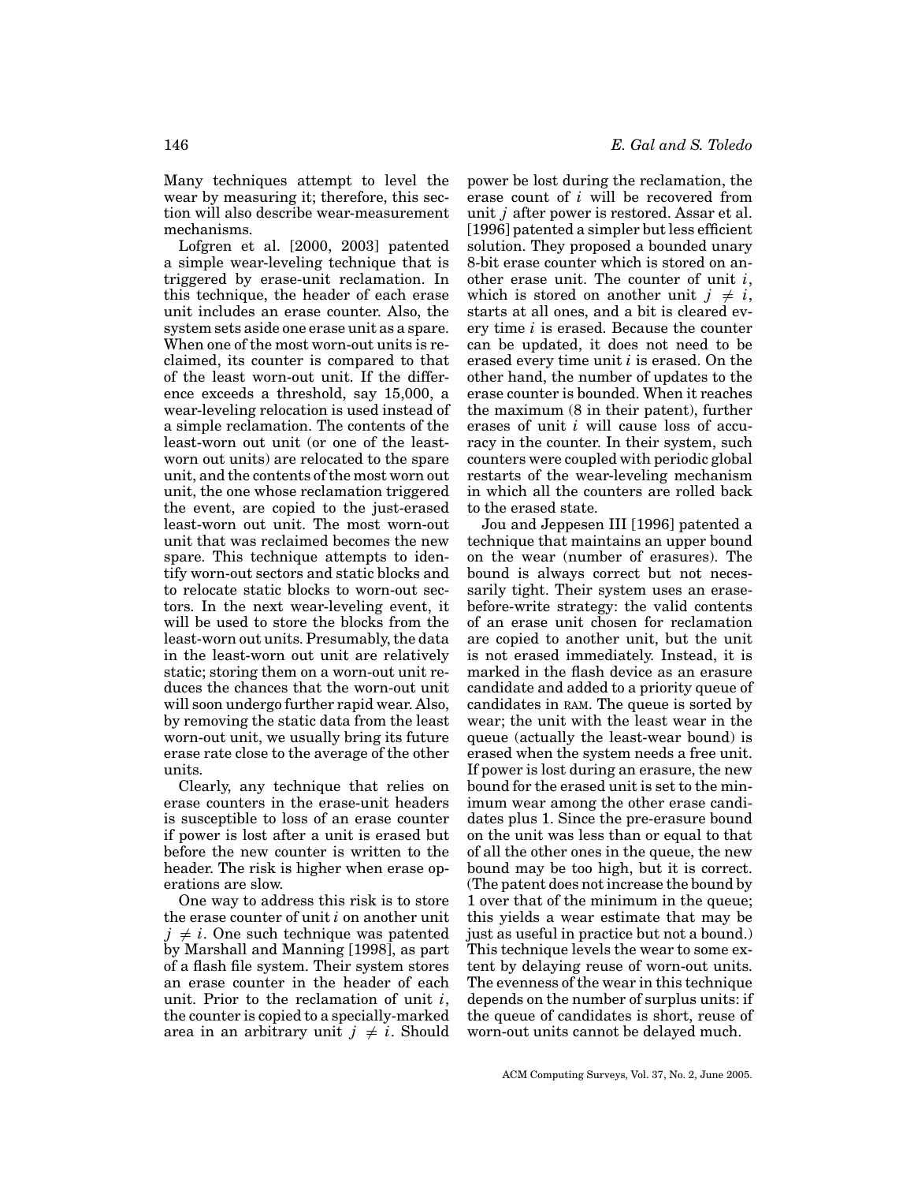Many techniques attempt to level the wear by measuring it; therefore, this section will also describe wear-measurement mechanisms.

Lofgren et al. [2000, 2003] patented a simple wear-leveling technique that is triggered by erase-unit reclamation. In this technique, the header of each erase unit includes an erase counter. Also, the system sets aside one erase unit as a spare. When one of the most worn-out units is reclaimed, its counter is compared to that of the least worn-out unit. If the difference exceeds a threshold, say 15,000, a wear-leveling relocation is used instead of a simple reclamation. The contents of the least-worn out unit (or one of the least-worn out units) are relocated to the spare unit, and the contents of the most worn out unit, the one whose reclamation triggered the event, are copied to the just-erased least-worn out unit. The most worn-out unit that was reclaimed becomes the new spare. This technique attempts to identify worn-out sectors and static blocks and to relocate static blocks to worn-out sectors. In the next wear-leveling event, it will be used to store the blocks from the least-worn out units. Presumably, the data in the least-worn out unit are relatively static; storing them on a worn-out unit reduces the chances that the worn-out unit will soon undergo further rapid wear. Also, by removing the static data from the least worn-out unit, we usually bring its future erase rate close to the average of the other units.

Clearly, any technique that relies on erase counters in the erase-unit headers is susceptible to loss of an erase counter if power is lost after a unit is erased but before the new counter is written to the header. The risk is higher when erase operations are slow.

One way to address this risk is to store the erase counter of unit $i$ on another unit $j \neq i$. One such technique was patented by Marshall and Manning [1998], as part of a flash file system. Their system stores an erase counter in the header of each unit. Prior to the reclamation of unit $i$, the counter is copied to a specially-marked area in an arbitrary unit $j \neq i$. Should power be lost during the reclamation, the erase count of $i$ will be recovered from unit $j$ after power is restored. Assar et al. [1996] patented a simpler but less efficient solution. They proposed a bounded unary 8-bit erase counter which is stored on another erase unit. The counter of unit $i$, which is stored on another unit $j \neq i$, starts at all ones, and a bit is cleared every time $i$ is erased. Because the counter can be updated, it does not need to be erased every time unit $i$ is erased. On the other hand, the number of updates to the erase counter is bounded. When it reaches the maximum (8 in their patent), further erases of unit $i$ will cause loss of accuracy in the counter. In their system, such counters were coupled with periodic global restarts of the wear-leveling mechanism in which all the counters are rolled back to the erased state.

Jou and Jeppesen III [1996] patented a technique that maintains an upper bound on the wear (number of erasures). The bound is always correct but not necessarily tight. Their system uses an erase-before-write strategy: the valid contents of an erase unit chosen for reclamation are copied to another unit, but the unit is not erased immediately. Instead, it is marked in the flash device as an erasure candidate and added to a priority queue of candidates in RAM. The queue is sorted by wear; the unit with the least wear in the queue (actually the least-wear bound) is erased when the system needs a free unit. If power is lost during an erasure, the new bound for the erased unit is set to the minimum wear among the other erase candidates plus 1. Since the pre-erasure bound on the unit was less than or equal to that of all the other ones in the queue, the new bound may be too high, but it is correct. (The patent does not increase the bound by 1 over that of the minimum in the queue; this yields a wear estimate that may be just as useful in practice but not a bound.) This technique levels the wear to some extent by delaying reuse of worn-out units. The evenness of the wear in this technique depends on the number of surplus units: if the queue of candidates is short, reuse of worn-out units cannot be delayed much.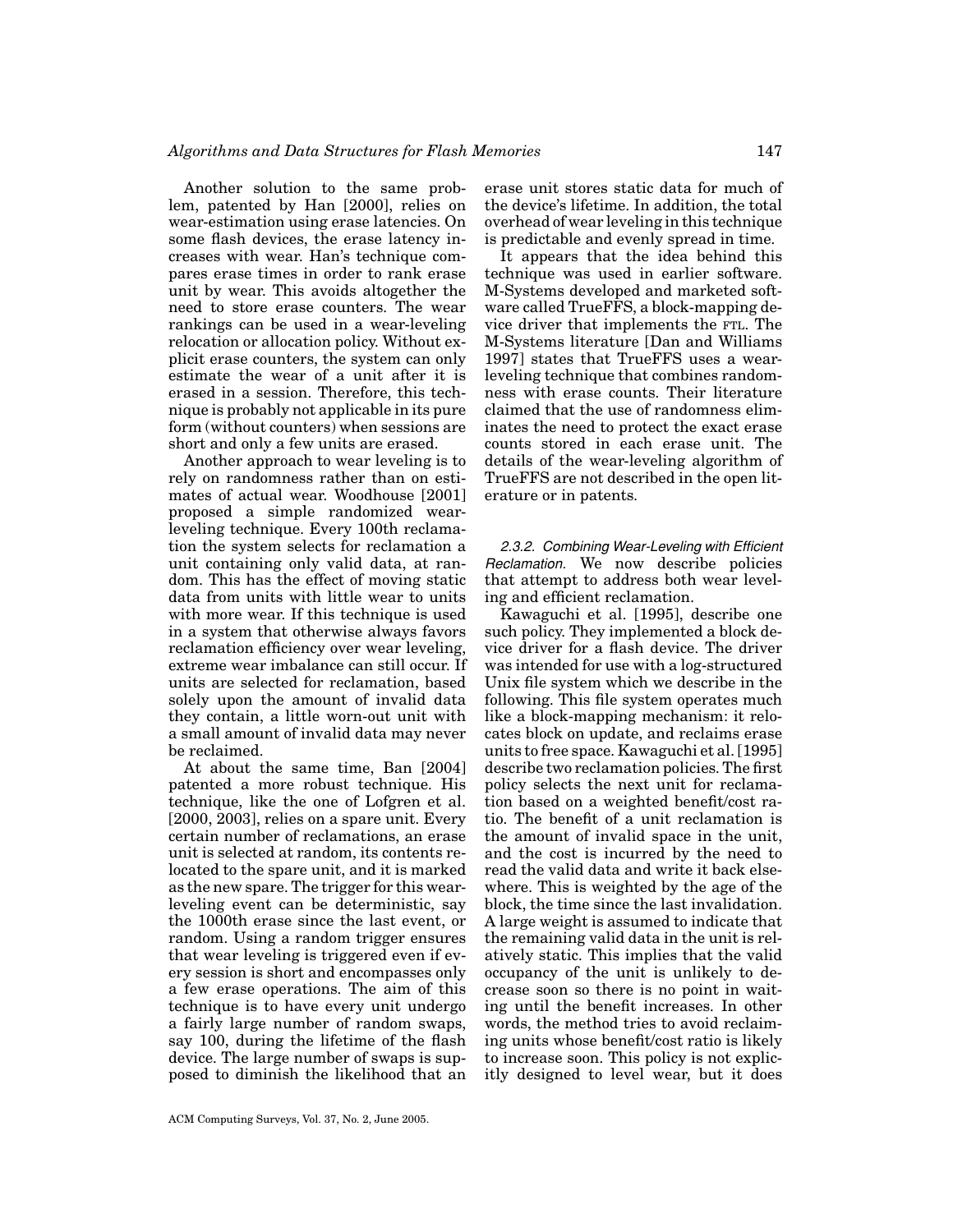Another solution to the same problem, patented by Han [2000], relies on wear-estimation using erase latencies. On some flash devices, the erase latency increases with wear. Han's technique compares erase times in order to rank erase unit by wear. This avoids altogether the need to store erase counters. The wear rankings can be used in a wear-leveling relocation or allocation policy. Without explicit erase counters, the system can only estimate the wear of a unit after it is erased in a session. Therefore, this technique is probably not applicable in its pure form (without counters) when sessions are short and only a few units are erased.

Another approach to wear leveling is to rely on randomness rather than on estimates of actual wear. Woodhouse [2001] proposed a simple randomized wear-leveling technique. Every 100th reclamation the system selects for reclamation a unit containing only valid data, at random. This has the effect of moving static data from units with little wear to units with more wear. If this technique is used in a system that otherwise always favors reclamation efficiency over wear leveling, extreme wear imbalance can still occur. If units are selected for reclamation, based solely upon the amount of invalid data they contain, a little worn-out unit with a small amount of invalid data may never be reclaimed.

At about the same time, Ban [2004] patented a more robust technique. His technique, like the one of Lofgren et al. [2000, 2003], relies on a spare unit. Every certain number of reclamations, an erase unit is selected at random, its contents relocated to the spare unit, and it is marked as the new spare. The trigger for this wear-leveling event can be deterministic, say the 1000th erase since the last event, or random. Using a random trigger ensures that wear leveling is triggered even if every session is short and encompasses only a few erase operations. The aim of this technique is to have every unit undergo a fairly large number of random swaps, say 100, during the lifetime of the flash device. The large number of swaps is supposed to diminish the likelihood that an erase unit stores static data for much of the device's lifetime. In addition, the total overhead of wear leveling in this technique is predictable and evenly spread in time.

It appears that the idea behind this technique was used in earlier software. M-Systems developed and marketed software called TrueFFS, a block-mapping device driver that implements the FTL. The M-Systems literature [Dan and Williams 1997] states that TrueFFS uses a wear-leveling technique that combines randomness with erase counts. Their literature claimed that the use of randomness eliminates the need to protect the exact erase counts stored in each erase unit. The details of the wear-leveling algorithm of TrueFFS are not described in the open literature or in patents.

#### 2.3.2. Combining Wear-Leveling with Efficient Reclamation.

We now describe policies that attempt to address both wear leveling and efficient reclamation.

Kawaguchi et al. [1995], describe one such policy. They implemented a block device driver for a flash device. The driver was intended for use with a log-structured Unix file system which we describe in the following. This file system operates much like a block-mapping mechanism: it relocates block on update, and reclaims erase units to free space. Kawaguchi et al. [1995] describe two reclamation policies. The first policy selects the next unit for reclamation based on a weighted benefit/cost ratio. The benefit of a unit reclamation is the amount of invalid space in the unit, and the cost is incurred by the need to read the valid data and write it back elsewhere. This is weighted by the age of the block, the time since the last invalidation. A large weight is assumed to indicate that the remaining valid data in the unit is relatively static. This implies that the valid occupancy of the unit is unlikely to decrease soon so there is no point in waiting until the benefit increases. In other words, the method tries to avoid reclaiming units whose benefit/cost ratio is likely to increase soon. This policy is not explicitly designed to level wear, but it does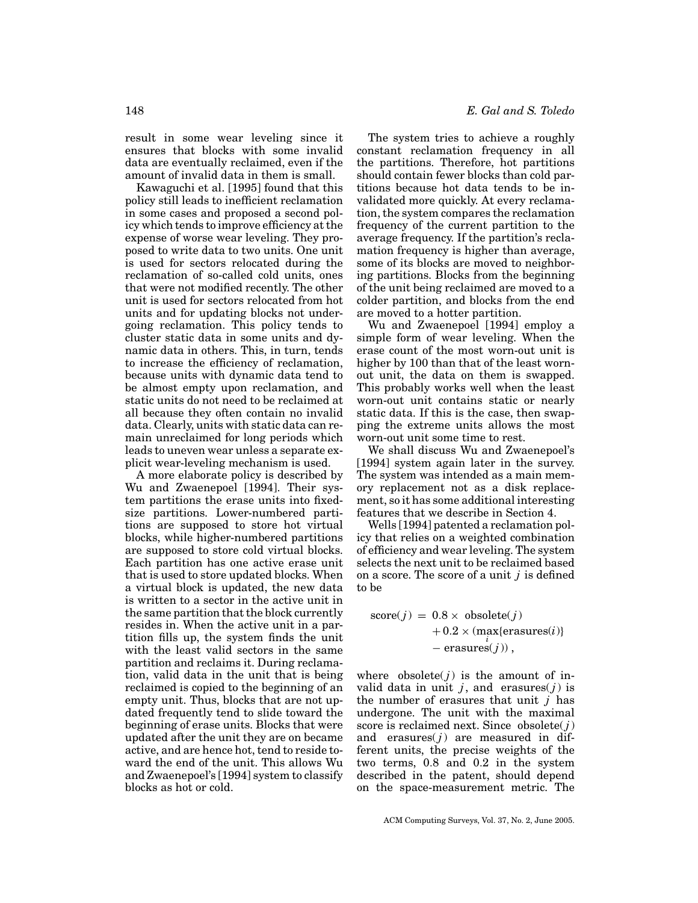result in some wear leveling since it ensures that blocks with some invalid data are eventually reclaimed, even if the amount of invalid data in them is small.

Kawaguchi et al. [1995] found that this policy still leads to inefficient reclamation in some cases and proposed a second policy which tends to improve efficiency at the expense of worse wear leveling. They proposed to write data to two units. One unit is used for sectors relocated during the reclamation of so-called cold units, ones that were not modified recently. The other unit is used for sectors relocated from hot units and for updating blocks not undergoing reclamation. This policy tends to cluster static data in some units and dynamic data in others. This, in turn, tends to increase the efficiency of reclamation, because units with dynamic data tend to be almost empty upon reclamation, and static units do not need to be reclaimed at all because they often contain no invalid data. Clearly, units with static data can remain unreclaimed for long periods which leads to uneven wear unless a separate explicit wear-leveling mechanism is used.

A more elaborate policy is described by Wu and Zwaenepoel [1994]. Their system partitions the erase units into fixed-size partitions. Lower-numbered partitions are supposed to store hot virtual blocks, while higher-numbered partitions are supposed to store cold virtual blocks. Each partition has one active erase unit that is used to store updated blocks. When a virtual block is updated, the new data is written to a sector in the active unit in the same partition that the block currently resides in. When the active unit in a partition fills up, the system finds the unit with the least valid sectors in the same partition and reclaims it. During reclamation, valid data in the unit that is being reclaimed is copied to the beginning of an empty unit. Thus, blocks that are not updated frequently tend to slide toward the beginning of erase units. Blocks that were updated after the unit they are on became active, and are hence hot, tend to reside toward the end of the unit. This allows Wu and Zwaenepoel's [1994] system to classify blocks as hot or cold.

The system tries to achieve a roughly constant reclamation frequency in all the partitions. Therefore, hot partitions should contain fewer blocks than cold partitions because hot data tends to be invalidated more quickly. At every reclamation, the system compares the reclamation frequency of the current partition to the average frequency. If the partition's reclamation frequency is higher than average, some of its blocks are moved to neighboring partitions. Blocks from the beginning of the unit being reclaimed are moved to a colder partition, and blocks from the end are moved to a hotter partition.

Wu and Zwaenepoel [1994] employ a simple form of wear leveling. When the erase count of the most worn-out unit is higher by 100 than that of the least worn-out unit, the data on them is swapped. This probably works well when the least worn-out unit contains static or nearly static data. If this is the case, then swapping the extreme units allows the most worn-out unit some time to rest.

We shall discuss Wu and Zwaenepoel's [1994] system again later in the survey. The system was intended as a main memory replacement not as a disk replacement, so it has some additional interesting features that we describe in Section 4.

Wells [1994] patented a reclamation policy that relies on a weighted combination of efficiency and wear leveling. The system selects the next unit to be reclaimed based on a score. The score of a unit $j$ is defined to be

$$\begin{aligned}\text{score}(j) = {} & 0.8 \times \text{obsolete}(j) \\ & + 0.2 \times (\max_i\{\text{erasures}(i)\} \\ & - \text{erasures}(j)),\end{aligned}$$

where $\text{obsolete}(j)$ is the amount of invalid data in unit $j$, and $\text{erasures}(j)$ is the number of erasures that unit $j$ has undergone. The unit with the maximal score is reclaimed next. Since $\text{obsolete}(j)$ and $\text{erasures}(j)$ are measured in different units, the precise weights of the two terms, 0.8 and 0.2 in the system described in the patent, should depend on the space-measurement metric. The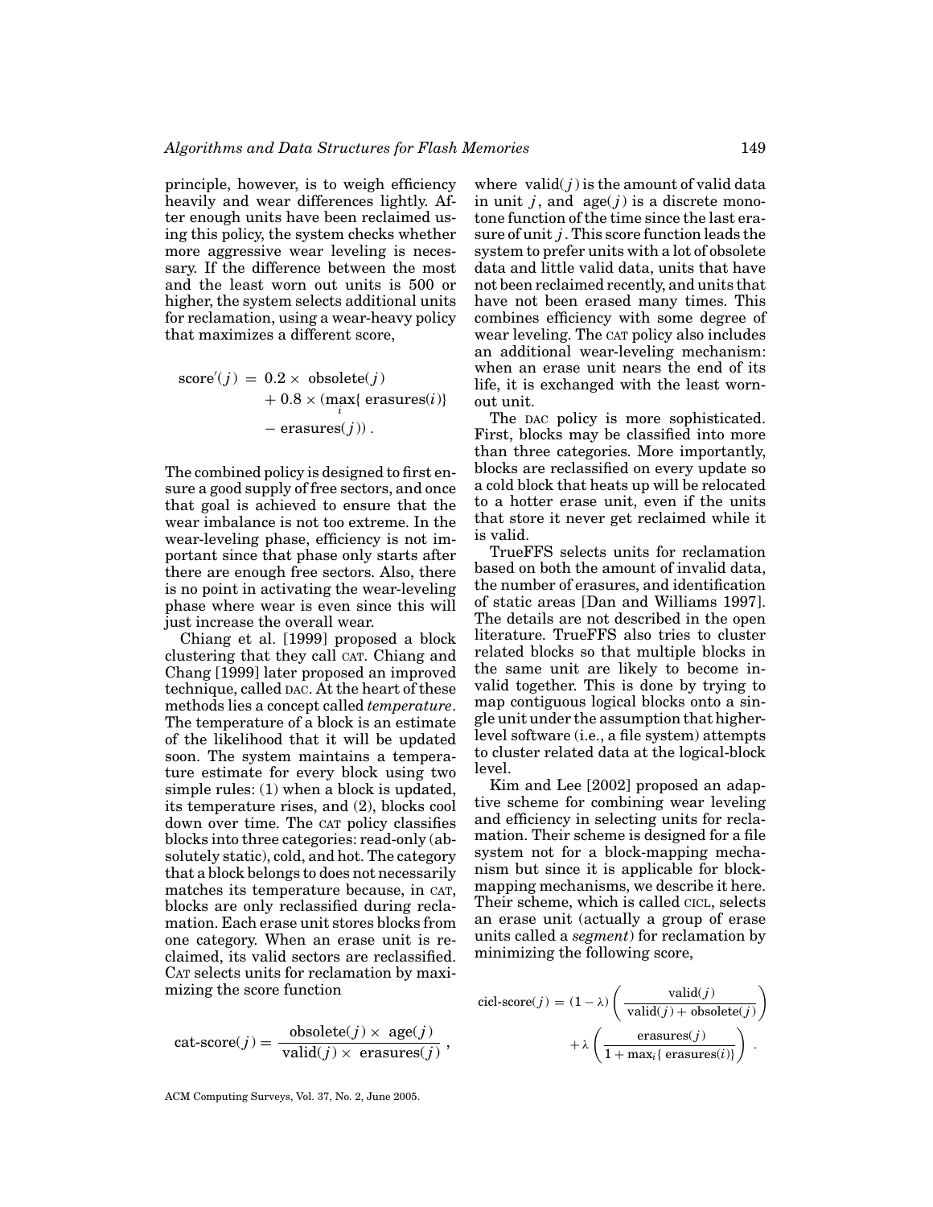principle, however, is to weigh efficiency heavily and wear differences lightly. After enough units have been reclaimed using this policy, the system checks whether more aggressive wear leveling is necessary. If the difference between the most and the least worn out units is 500 or higher, the system selects additional units for reclamation, using a wear-heavy policy that maximizes a different score,

$$\text{score}'(j) = 0.2 \times \text{obsolete}(j) + 0.8 \times (\max_i\{\text{erasures}(i)\} - \text{erasures}(j)) .$$

The combined policy is designed to first ensure a good supply of free sectors, and once that goal is achieved to ensure that the wear imbalance is not too extreme. In the wear-leveling phase, efficiency is not important since that phase only starts after there are enough free sectors. Also, there is no point in activating the wear-leveling phase where wear is even since this will just increase the overall wear.

Chiang et al. [1999] proposed a block clustering that they call CAT. Chiang and Chang [1999] later proposed an improved technique, called DAC. At the heart of these methods lies a concept called *temperature*. The temperature of a block is an estimate of the likelihood that it will be updated soon. The system maintains a temperature estimate for every block using two simple rules: (1) when a block is updated, its temperature rises, and (2), blocks cool down over time. The CAT policy classifies blocks into three categories: read-only (absolutely static), cold, and hot. The category that a block belongs to does not necessarily matches its temperature because, in CAT, blocks are only reclassified during reclamation. Each erase unit stores blocks from one category. When an erase unit is reclaimed, its valid sectors are reclassified. CAT selects units for reclamation by maximizing the score function

$$\text{cat-score}(j) = \frac{\text{obsolete}(j) \times \text{age}(j)}{\text{valid}(j) \times \text{erasures}(j)} ,$$

where valid$(j)$ is the amount of valid data in unit $j$, and age$(j)$ is a discrete monotone function of the time since the last erasure of unit $j$. This score function leads the system to prefer units with a lot of obsolete data and little valid data, units that have not been reclaimed recently, and units that have not been erased many times. This combines efficiency with some degree of wear leveling. The CAT policy also includes an additional wear-leveling mechanism: when an erase unit nears the end of its life, it is exchanged with the least worn-out unit.

The DAC policy is more sophisticated. First, blocks may be classified into more than three categories. More importantly, blocks are reclassified on every update so a cold block that heats up will be relocated to a hotter erase unit, even if the units that store it never get reclaimed while it is valid.

TrueFFS selects units for reclamation based on both the amount of invalid data, the number of erasures, and identification of static areas [Dan and Williams 1997]. The details are not described in the open literature. TrueFFS also tries to cluster related blocks so that multiple blocks in the same unit are likely to become invalid together. This is done by trying to map contiguous logical blocks onto a single unit under the assumption that higher-level software (i.e., a file system) attempts to cluster related data at the logical-block level.

Kim and Lee [2002] proposed an adaptive scheme for combining wear leveling and efficiency in selecting units for reclamation. Their scheme is designed for a file system not for a block-mapping mechanism but since it is applicable for block-mapping mechanisms, we describe it here. Their scheme, which is called CICL, selects an erase unit (actually a group of erase units called a *segment*) for reclamation by minimizing the following score,

$$\text{cicl-score}(j) = (1 - \lambda)\left(\frac{\text{valid}(j)}{\text{valid}(j) + \text{obsolete}(j)}\right) + \lambda\left(\frac{\text{erasures}(j)}{1 + \max_i\{\text{erasures}(i)\}}\right) .$$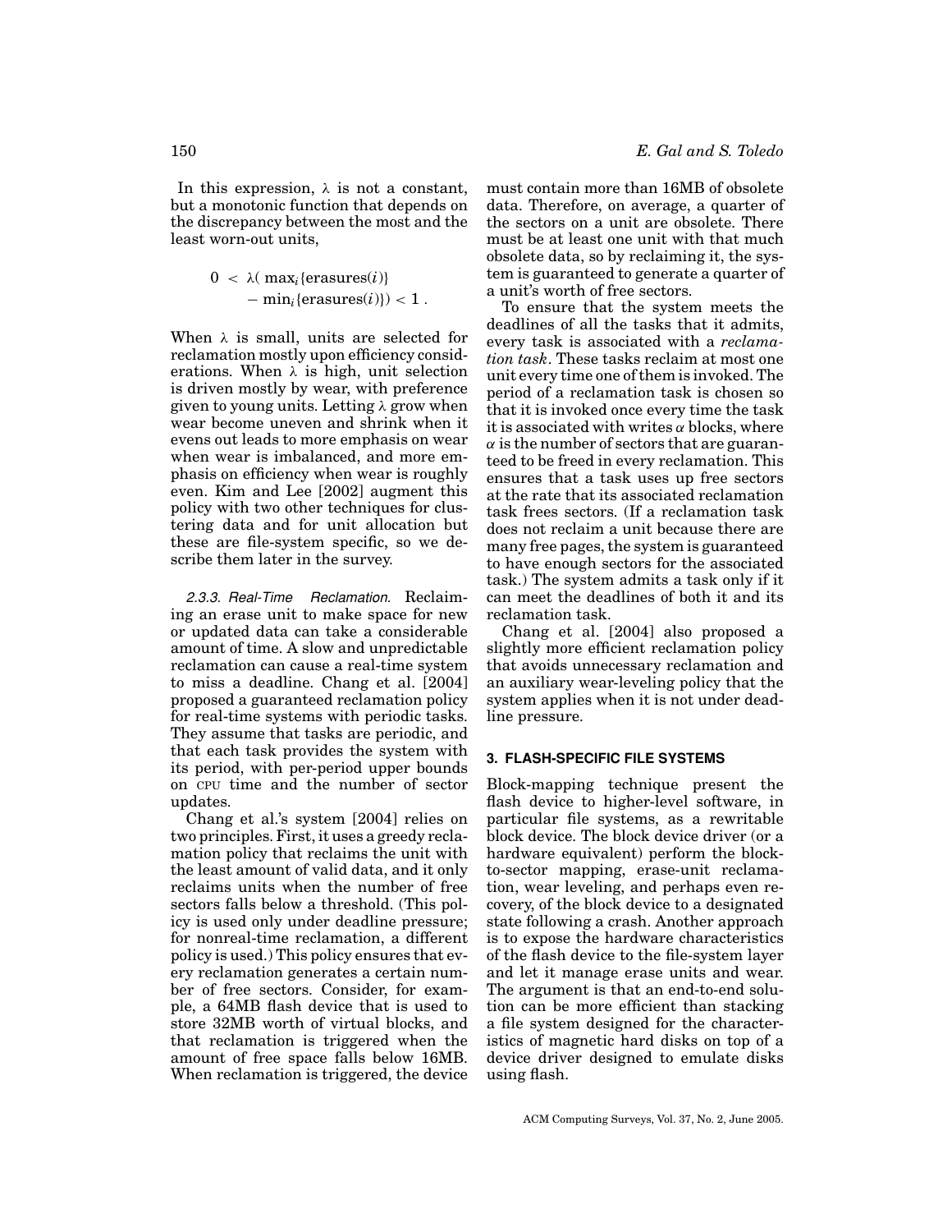In this expression, $\lambda$ is not a constant, but a monotonic function that depends on the discrepancy between the most and the least worn-out units,

$$0 < \lambda(\max_i\{\text{erasures}(i)\} - \min_i\{\text{erasures}(i)\}) < 1 .$$

When $\lambda$ is small, units are selected for reclamation mostly upon efficiency considerations. When $\lambda$ is high, unit selection is driven mostly by wear, with preference given to young units. Letting $\lambda$ grow when wear become uneven and shrink when it evens out leads to more emphasis on wear when wear is imbalanced, and more emphasis on efficiency when wear is roughly even. Kim and Lee [2002] augment this policy with two other techniques for clustering data and for unit allocation but these are file-system specific, so we describe them later in the survey.

*2.3.3. Real-Time Reclamation.* Reclaiming an erase unit to make space for new or updated data can take a considerable amount of time. A slow and unpredictable reclamation can cause a real-time system to miss a deadline. Chang et al. [2004] proposed a guaranteed reclamation policy for real-time systems with periodic tasks. They assume that tasks are periodic, and that each task provides the system with its period, with per-period upper bounds on CPU time and the number of sector updates.

Chang et al.'s system [2004] relies on two principles. First, it uses a greedy reclamation policy that reclaims the unit with the least amount of valid data, and it only reclaims units when the number of free sectors falls below a threshold. (This policy is used only under deadline pressure; for nonreal-time reclamation, a different policy is used.) This policy ensures that every reclamation generates a certain number of free sectors. Consider, for example, a 64MB flash device that is used to store 32MB worth of virtual blocks, and that reclamation is triggered when the amount of free space falls below 16MB. When reclamation is triggered, the device must contain more than 16MB of obsolete data. Therefore, on average, a quarter of the sectors on a unit are obsolete. There must be at least one unit with that much obsolete data, so by reclaiming it, the system is guaranteed to generate a quarter of a unit's worth of free sectors.

To ensure that the system meets the deadlines of all the tasks that it admits, every task is associated with a *reclamation task*. These tasks reclaim at most one unit every time one of them is invoked. The period of a reclamation task is chosen so that it is invoked once every time the task it is associated with writes $\alpha$ blocks, where $\alpha$ is the number of sectors that are guaranteed to be freed in every reclamation. This ensures that a task uses up free sectors at the rate that its associated reclamation task frees sectors. (If a reclamation task does not reclaim a unit because there are many free pages, the system is guaranteed to have enough sectors for the associated task.) The system admits a task only if it can meet the deadlines of both it and its reclamation task.

Chang et al. [2004] also proposed a slightly more efficient reclamation policy that avoids unnecessary reclamation and an auxiliary wear-leveling policy that the system applies when it is not under deadline pressure.

## 3. FLASH-SPECIFIC FILE SYSTEMS

Block-mapping technique present the flash device to higher-level software, in particular file systems, as a rewritable block device. The block device driver (or a hardware equivalent) perform the block-to-sector mapping, erase-unit reclamation, wear leveling, and perhaps even recovery, of the block device to a designated state following a crash. Another approach is to expose the hardware characteristics of the flash device to the file-system layer and let it manage erase units and wear. The argument is that an end-to-end solution can be more efficient than stacking a file system designed for the characteristics of magnetic hard disks on top of a device driver designed to emulate disks using flash.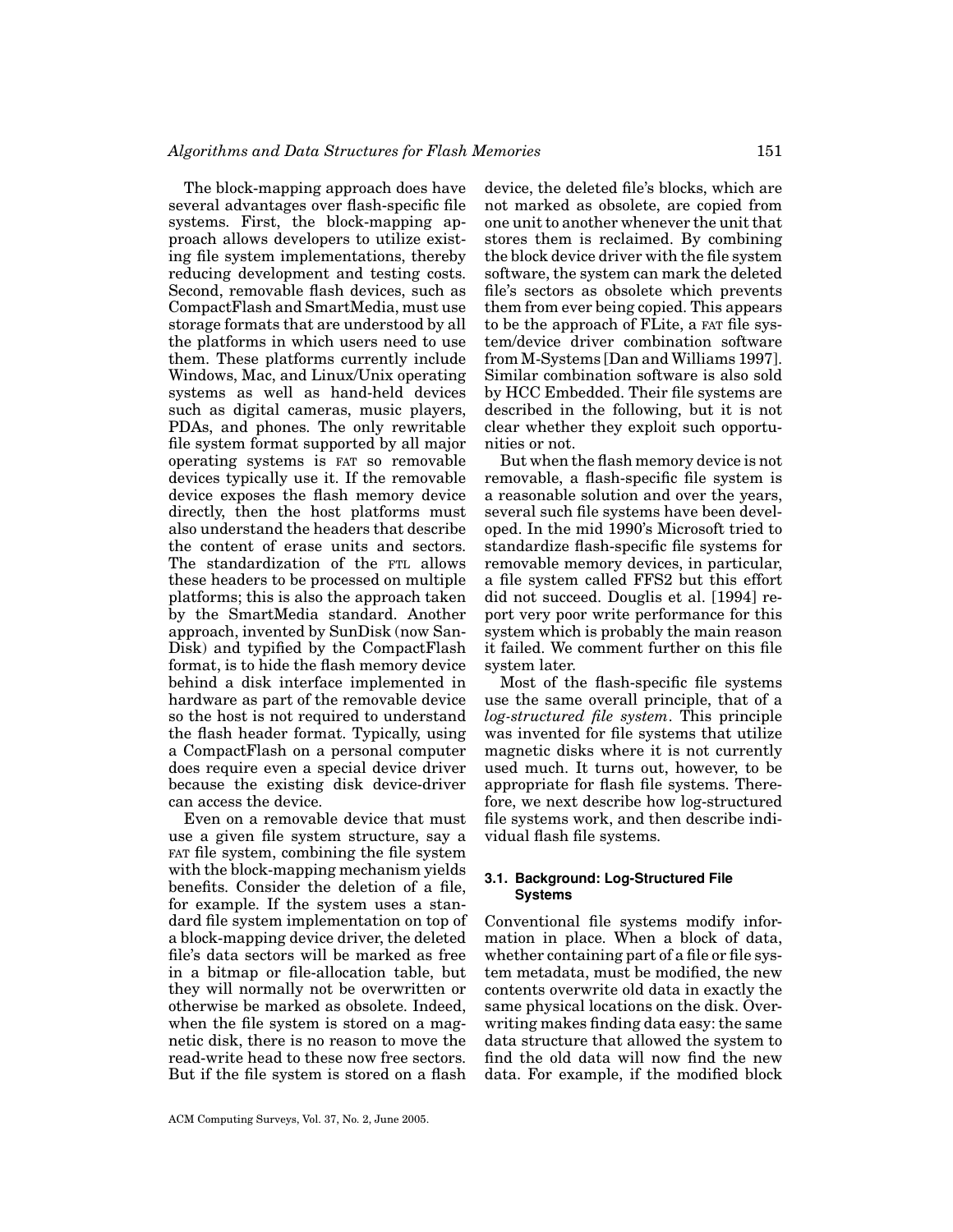The block-mapping approach does have several advantages over flash-specific file systems. First, the block-mapping approach allows developers to utilize existing file system implementations, thereby reducing development and testing costs. Second, removable flash devices, such as CompactFlash and SmartMedia, must use storage formats that are understood by all the platforms in which users need to use them. These platforms currently include Windows, Mac, and Linux/Unix operating systems as well as hand-held devices such as digital cameras, music players, PDAs, and phones. The only rewritable file system format supported by all major operating systems is FAT so removable devices typically use it. If the removable device exposes the flash memory device directly, then the host platforms must also understand the headers that describe the content of erase units and sectors. The standardization of the FTL allows these headers to be processed on multiple platforms; this is also the approach taken by the SmartMedia standard. Another approach, invented by SunDisk (now SanDisk) and typified by the CompactFlash format, is to hide the flash memory device behind a disk interface implemented in hardware as part of the removable device so the host is not required to understand the flash header format. Typically, using a CompactFlash on a personal computer does require even a special device driver because the existing disk device-driver can access the device.

Even on a removable device that must use a given file system structure, say a FAT file system, combining the file system with the block-mapping mechanism yields benefits. Consider the deletion of a file, for example. If the system uses a standard file system implementation on top of a block-mapping device driver, the deleted file's data sectors will be marked as free in a bitmap or file-allocation table, but they will normally not be overwritten or otherwise be marked as obsolete. Indeed, when the file system is stored on a magnetic disk, there is no reason to move the read-write head to these now free sectors. But if the file system is stored on a flash device, the deleted file's blocks, which are not marked as obsolete, are copied from one unit to another whenever the unit that stores them is reclaimed. By combining the block device driver with the file system software, the system can mark the deleted file's sectors as obsolete which prevents them from ever being copied. This appears to be the approach of FLite, a FAT file system/device driver combination software from M-Systems [Dan and Williams 1997]. Similar combination software is also sold by HCC Embedded. Their file systems are described in the following, but it is not clear whether they exploit such opportunities or not.

But when the flash memory device is not removable, a flash-specific file system is a reasonable solution and over the years, several such file systems have been developed. In the mid 1990's Microsoft tried to standardize flash-specific file systems for removable memory devices, in particular, a file system called FFS2 but this effort did not succeed. Douglis et al. [1994] report very poor write performance for this system which is probably the main reason it failed. We comment further on this file system later.

Most of the flash-specific file systems use the same overall principle, that of a *log-structured file system*. This principle was invented for file systems that utilize magnetic disks where it is not currently used much. It turns out, however, to be appropriate for flash file systems. Therefore, we next describe how log-structured file systems work, and then describe individual flash file systems.

### 3.1. Background: Log-Structured File Systems

Conventional file systems modify information in place. When a block of data, whether containing part of a file or file system metadata, must be modified, the new contents overwrite old data in exactly the same physical locations on the disk. Overwriting makes finding data easy: the same data structure that allowed the system to find the old data will now find the new data. For example, if the modified block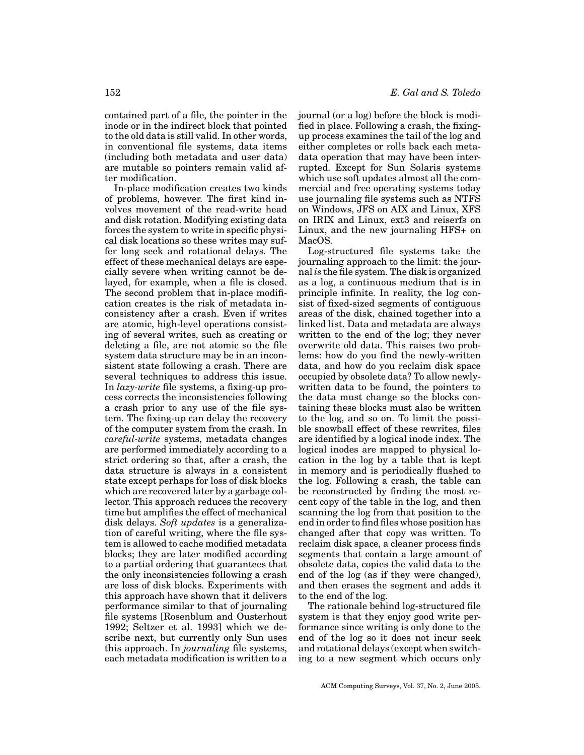contained part of a file, the pointer in the inode or in the indirect block that pointed to the old data is still valid. In other words, in conventional file systems, data items (including both metadata and user data) are mutable so pointers remain valid after modification.

In-place modification creates two kinds of problems, however. The first kind involves movement of the read-write head and disk rotation. Modifying existing data forces the system to write in specific physical disk locations so these writes may suffer long seek and rotational delays. The effect of these mechanical delays are especially severe when writing cannot be delayed, for example, when a file is closed. The second problem that in-place modification creates is the risk of metadata inconsistency after a crash. Even if writes are atomic, high-level operations consisting of several writes, such as creating or deleting a file, are not atomic so the file system data structure may be in an inconsistent state following a crash. There are several techniques to address this issue. In *lazy-write* file systems, a fixing-up process corrects the inconsistencies following a crash prior to any use of the file system. The fixing-up can delay the recovery of the computer system from the crash. In *careful-write* systems, metadata changes are performed immediately according to a strict ordering so that, after a crash, the data structure is always in a consistent state except perhaps for loss of disk blocks which are recovered later by a garbage collector. This approach reduces the recovery time but amplifies the effect of mechanical disk delays. *Soft updates* is a generalization of careful writing, where the file system is allowed to cache modified metadata blocks; they are later modified according to a partial ordering that guarantees that the only inconsistencies following a crash are loss of disk blocks. Experiments with this approach have shown that it delivers performance similar to that of journaling file systems [Rosenblum and Ousterhout 1992; Seltzer et al. 1993] which we describe next, but currently only Sun uses this approach. In *journaling* file systems, each metadata modification is written to a journal (or a log) before the block is modified in place. Following a crash, the fixing-up process examines the tail of the log and either completes or rolls back each metadata operation that may have been interrupted. Except for Sun Solaris systems which use soft updates almost all the commercial and free operating systems today use journaling file systems such as NTFS on Windows, JFS on AIX and Linux, XFS on IRIX and Linux, ext3 and reiserfs on Linux, and the new journaling HFS+ on MacOS.

Log-structured file systems take the journaling approach to the limit: the journal *is* the file system. The disk is organized as a log, a continuous medium that is in principle infinite. In reality, the log consist of fixed-sized segments of contiguous areas of the disk, chained together into a linked list. Data and metadata are always written to the end of the log; they never overwrite old data. This raises two problems: how do you find the newly-written data, and how do you reclaim disk space occupied by obsolete data? To allow newly-written data to be found, the pointers to the data must change so the blocks containing these blocks must also be written to the log, and so on. To limit the possible snowball effect of these rewrites, files are identified by a logical inode index. The logical inodes are mapped to physical location in the log by a table that is kept in memory and is periodically flushed to the log. Following a crash, the table can be reconstructed by finding the most recent copy of the table in the log, and then scanning the log from that position to the end in order to find files whose position has changed after that copy was written. To reclaim disk space, a cleaner process finds segments that contain a large amount of obsolete data, copies the valid data to the end of the log (as if they were changed), and then erases the segment and adds it to the end of the log.

The rationale behind log-structured file system is that they enjoy good write performance since writing is only done to the end of the log so it does not incur seek and rotational delays (except when switching to a new segment which occurs only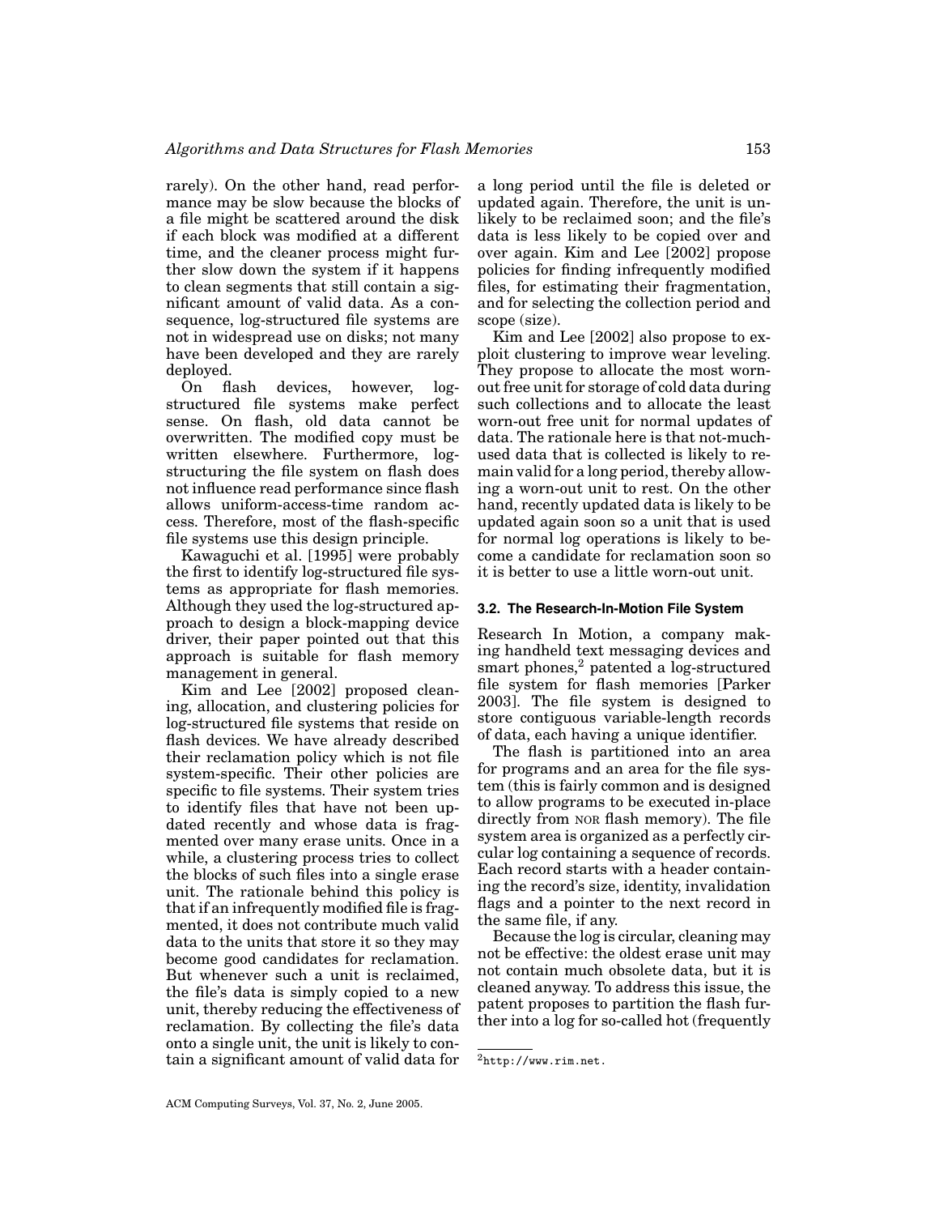rarely). On the other hand, read performance may be slow because the blocks of a file might be scattered around the disk if each block was modified at a different time, and the cleaner process might further slow down the system if it happens to clean segments that still contain a significant amount of valid data. As a consequence, log-structured file systems are not in widespread use on disks; not many have been developed and they are rarely deployed.

On flash devices, however, log-structured file systems make perfect sense. On flash, old data cannot be overwritten. The modified copy must be written elsewhere. Furthermore, log-structuring the file system on flash does not influence read performance since flash allows uniform-access-time random access. Therefore, most of the flash-specific file systems use this design principle.

Kawaguchi et al. [1995] were probably the first to identify log-structured file systems as appropriate for flash memories. Although they used the log-structured approach to design a block-mapping device driver, their paper pointed out that this approach is suitable for flash memory management in general.

Kim and Lee [2002] proposed cleaning, allocation, and clustering policies for log-structured file systems that reside on flash devices. We have already described their reclamation policy which is not file system-specific. Their other policies are specific to file systems. Their system tries to identify files that have not been updated recently and whose data is fragmented over many erase units. Once in a while, a clustering process tries to collect the blocks of such files into a single erase unit. The rationale behind this policy is that if an infrequently modified file is fragmented, it does not contribute much valid data to the units that store it so they may become good candidates for reclamation. But whenever such a unit is reclaimed, the file's data is simply copied to a new unit, thereby reducing the effectiveness of reclamation. By collecting the file's data onto a single unit, the unit is likely to contain a significant amount of valid data for a long period until the file is deleted or updated again. Therefore, the unit is unlikely to be reclaimed soon; and the file's data is less likely to be copied over and over again. Kim and Lee [2002] propose policies for finding infrequently modified files, for estimating their fragmentation, and for selecting the collection period and scope (size).

Kim and Lee [2002] also propose to exploit clustering to improve wear leveling. They propose to allocate the most worn-out free unit for storage of cold data during such collections and to allocate the least worn-out free unit for normal updates of data. The rationale here is that not-much-used data that is collected is likely to remain valid for a long period, thereby allowing a worn-out unit to rest. On the other hand, recently updated data is likely to be updated again soon so a unit that is used for normal log operations is likely to become a candidate for reclamation soon so it is better to use a little worn-out unit.

### 3.2. The Research-In-Motion File System

Research In Motion, a company making handheld text messaging devices and smart phones,[2] patented a log-structured file system for flash memories [Parker 2003]. The file system is designed to store contiguous variable-length records of data, each having a unique identifier.

The flash is partitioned into an area for programs and an area for the file system (this is fairly common and is designed to allow programs to be executed in-place directly from NOR flash memory). The file system area is organized as a perfectly circular log containing a sequence of records. Each record starts with a header containing the record's size, identity, invalidation flags and a pointer to the next record in the same file, if any.

Because the log is circular, cleaning may not be effective: the oldest erase unit may not contain much obsolete data, but it is cleaned anyway. To address this issue, the patent proposes to partition the flash further into a log for so-called hot (frequently

[2] http://www.rim.net.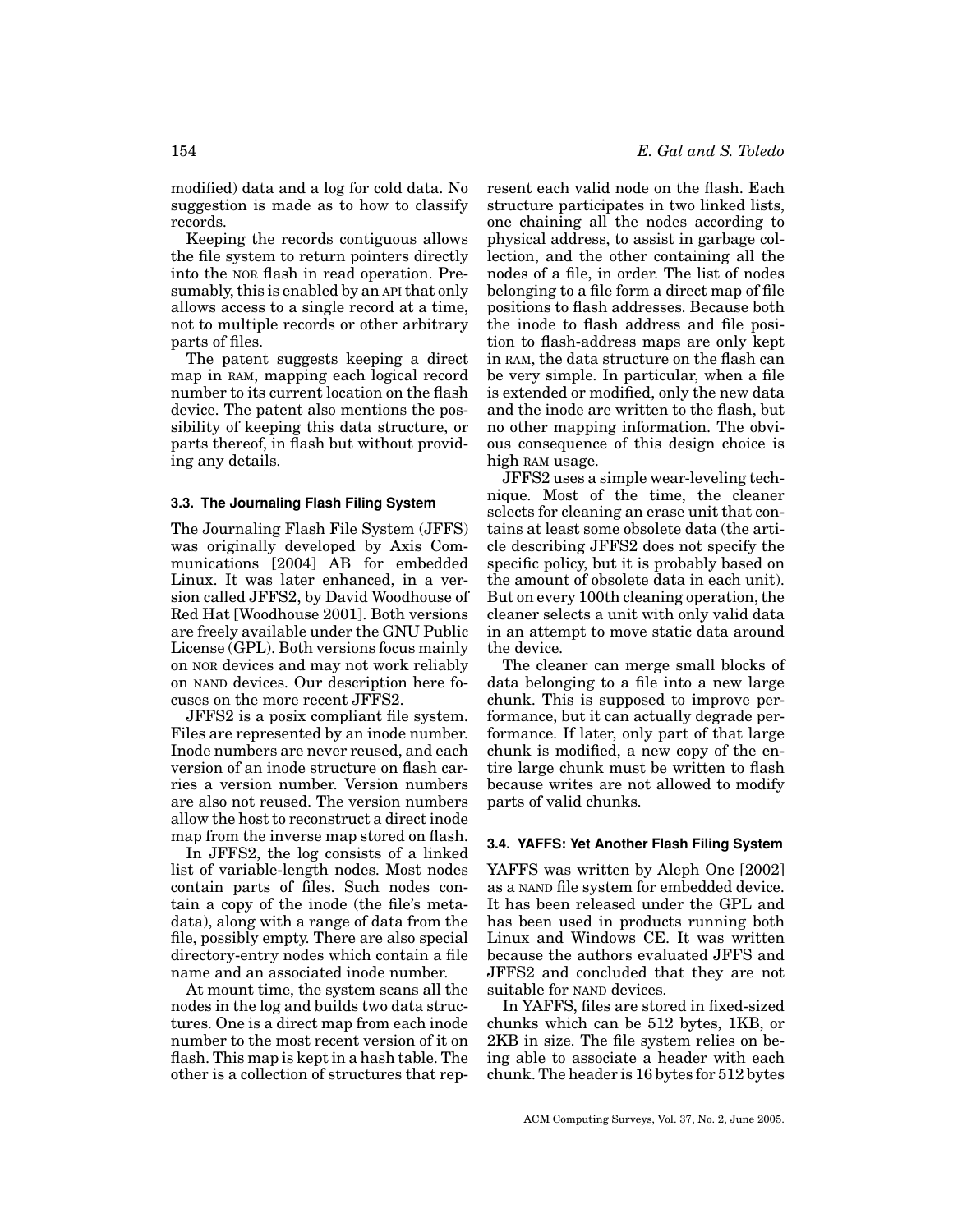modified) data and a log for cold data. No suggestion is made as to how to classify records.

Keeping the records contiguous allows the file system to return pointers directly into the NOR flash in read operation. Presumably, this is enabled by an API that only allows access to a single record at a time, not to multiple records or other arbitrary parts of files.

The patent suggests keeping a direct map in RAM, mapping each logical record number to its current location on the flash device. The patent also mentions the possibility of keeping this data structure, or parts thereof, in flash but without providing any details.

### 3.3. The Journaling Flash Filing System

The Journaling Flash File System (JFFS) was originally developed by Axis Communications [2004] AB for embedded Linux. It was later enhanced, in a version called JFFS2, by David Woodhouse of Red Hat [Woodhouse 2001]. Both versions are freely available under the GNU Public License (GPL). Both versions focus mainly on NOR devices and may not work reliably on NAND devices. Our description here focuses on the more recent JFFS2.

JFFS2 is a posix compliant file system. Files are represented by an inode number. Inode numbers are never reused, and each version of an inode structure on flash carries a version number. Version numbers are also not reused. The version numbers allow the host to reconstruct a direct inode map from the inverse map stored on flash.

In JFFS2, the log consists of a linked list of variable-length nodes. Most nodes contain parts of files. Such nodes contain a copy of the inode (the file's metadata), along with a range of data from the file, possibly empty. There are also special directory-entry nodes which contain a file name and an associated inode number.

At mount time, the system scans all the nodes in the log and builds two data structures. One is a direct map from each inode number to the most recent version of it on flash. This map is kept in a hash table. The other is a collection of structures that represent each valid node on the flash. Each structure participates in two linked lists, one chaining all the nodes according to physical address, to assist in garbage collection, and the other containing all the nodes of a file, in order. The list of nodes belonging to a file form a direct map of file positions to flash addresses. Because both the inode to flash address and file position to flash-address maps are only kept in RAM, the data structure on the flash can be very simple. In particular, when a file is extended or modified, only the new data and the inode are written to the flash, but no other mapping information. The obvious consequence of this design choice is high RAM usage.

JFFS2 uses a simple wear-leveling technique. Most of the time, the cleaner selects for cleaning an erase unit that contains at least some obsolete data (the article describing JFFS2 does not specify the specific policy, but it is probably based on the amount of obsolete data in each unit). But on every 100th cleaning operation, the cleaner selects a unit with only valid data in an attempt to move static data around the device.

The cleaner can merge small blocks of data belonging to a file into a new large chunk. This is supposed to improve performance, but it can actually degrade performance. If later, only part of that large chunk is modified, a new copy of the entire large chunk must be written to flash because writes are not allowed to modify parts of valid chunks.

### 3.4. YAFFS: Yet Another Flash Filing System

YAFFS was written by Aleph One [2002] as a NAND file system for embedded device. It has been released under the GPL and has been used in products running both Linux and Windows CE. It was written because the authors evaluated JFFS and JFFS2 and concluded that they are not suitable for NAND devices.

In YAFFS, files are stored in fixed-sized chunks which can be 512 bytes, 1KB, or 2KB in size. The file system relies on being able to associate a header with each chunk. The header is 16 bytes for 512 bytes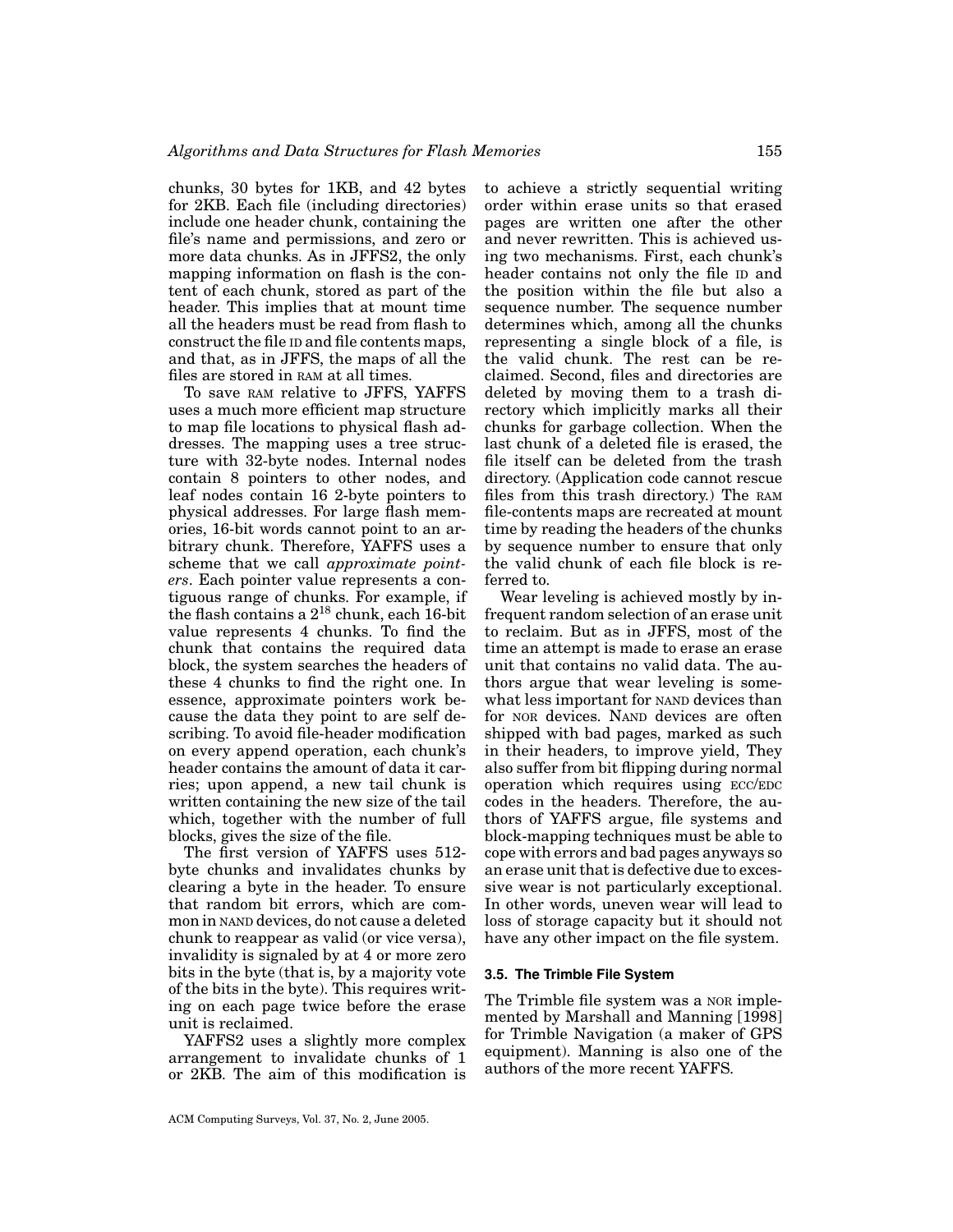chunks, 30 bytes for 1KB, and 42 bytes for 2KB. Each file (including directories) include one header chunk, containing the file's name and permissions, and zero or more data chunks. As in JFFS2, the only mapping information on flash is the content of each chunk, stored as part of the header. This implies that at mount time all the headers must be read from flash to construct the file ID and file contents maps, and that, as in JFFS, the maps of all the files are stored in RAM at all times.

To save RAM relative to JFFS, YAFFS uses a much more efficient map structure to map file locations to physical flash addresses. The mapping uses a tree structure with 32-byte nodes. Internal nodes contain 8 pointers to other nodes, and leaf nodes contain 16 2-byte pointers to physical addresses. For large flash memories, 16-bit words cannot point to an arbitrary chunk. Therefore, YAFFS uses a scheme that we call *approximate pointers*. Each pointer value represents a contiguous range of chunks. For example, if the flash contains a $2^{18}$ chunk, each 16-bit value represents 4 chunks. To find the chunk that contains the required data block, the system searches the headers of these 4 chunks to find the right one. In essence, approximate pointers work because the data they point to are self describing. To avoid file-header modification on every append operation, each chunk's header contains the amount of data it carries; upon append, a new tail chunk is written containing the new size of the tail which, together with the number of full blocks, gives the size of the file.

The first version of YAFFS uses 512-byte chunks and invalidates chunks by clearing a byte in the header. To ensure that random bit errors, which are common in NAND devices, do not cause a deleted chunk to reappear as valid (or vice versa), invalidity is signaled by at 4 or more zero bits in the byte (that is, by a majority vote of the bits in the byte). This requires writing on each page twice before the erase unit is reclaimed.

YAFFS2 uses a slightly more complex arrangement to invalidate chunks of 1 or 2KB. The aim of this modification is to achieve a strictly sequential writing order within erase units so that erased pages are written one after the other and never rewritten. This is achieved using two mechanisms. First, each chunk's header contains not only the file ID and the position within the file but also a sequence number. The sequence number determines which, among all the chunks representing a single block of a file, is the valid chunk. The rest can be reclaimed. Second, files and directories are deleted by moving them to a trash directory which implicitly marks all their chunks for garbage collection. When the last chunk of a deleted file is erased, the file itself can be deleted from the trash directory. (Application code cannot rescue files from this trash directory.) The RAM file-contents maps are recreated at mount time by reading the headers of the chunks by sequence number to ensure that only the valid chunk of each file block is referred to.

Wear leveling is achieved mostly by infrequent random selection of an erase unit to reclaim. But as in JFFS, most of the time an attempt is made to erase an erase unit that contains no valid data. The authors argue that wear leveling is somewhat less important for NAND devices than for NOR devices. NAND devices are often shipped with bad pages, marked as such in their headers, to improve yield, They also suffer from bit flipping during normal operation which requires using ECC/EDC codes in the headers. Therefore, the authors of YAFFS argue, file systems and block-mapping techniques must be able to cope with errors and bad pages anyways so an erase unit that is defective due to excessive wear is not particularly exceptional. In other words, uneven wear will lead to loss of storage capacity but it should not have any other impact on the file system.

### 3.5. The Trimble File System

The Trimble file system was a NOR implemented by Marshall and Manning [1998] for Trimble Navigation (a maker of GPS equipment). Manning is also one of the authors of the more recent YAFFS.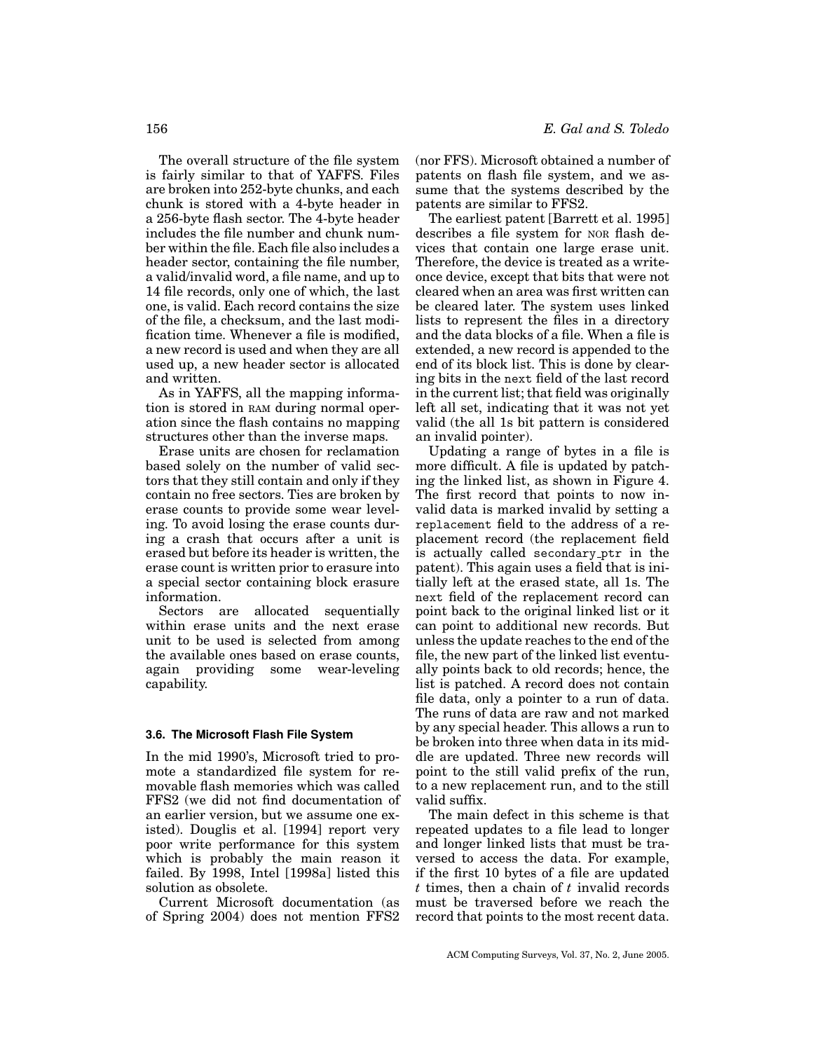The overall structure of the file system is fairly similar to that of YAFFS. Files are broken into 252-byte chunks, and each chunk is stored with a 4-byte header in a 256-byte flash sector. The 4-byte header includes the file number and chunk number within the file. Each file also includes a header sector, containing the file number, a valid/invalid word, a file name, and up to 14 file records, only one of which, the last one, is valid. Each record contains the size of the file, a checksum, and the last modification time. Whenever a file is modified, a new record is used and when they are all used up, a new header sector is allocated and written.

As in YAFFS, all the mapping information is stored in RAM during normal operation since the flash contains no mapping structures other than the inverse maps.

Erase units are chosen for reclamation based solely on the number of valid sectors that they still contain and only if they contain no free sectors. Ties are broken by erase counts to provide some wear leveling. To avoid losing the erase counts during a crash that occurs after a unit is erased but before its header is written, the erase count is written prior to erasure into a special sector containing block erasure information.

Sectors are allocated sequentially within erase units and the next erase unit to be used is selected from among the available ones based on erase counts, again providing some wear-leveling capability.

### 3.6. The Microsoft Flash File System

In the mid 1990's, Microsoft tried to promote a standardized file system for removable flash memories which was called FFS2 (we did not find documentation of an earlier version, but we assume one existed). Douglis et al. [1994] report very poor write performance for this system which is probably the main reason it failed. By 1998, Intel [1998a] listed this solution as obsolete.

Current Microsoft documentation (as of Spring 2004) does not mention FFS2 (nor FFS). Microsoft obtained a number of patents on flash file system, and we assume that the systems described by the patents are similar to FFS2.

The earliest patent [Barrett et al. 1995] describes a file system for NOR flash devices that contain one large erase unit. Therefore, the device is treated as a write-once device, except that bits that were not cleared when an area was first written can be cleared later. The system uses linked lists to represent the files in a directory and the data blocks of a file. When a file is extended, a new record is appended to the end of its block list. This is done by clearing bits in the `next` field of the last record in the current list; that field was originally left all set, indicating that it was not yet valid (the all 1s bit pattern is considered an invalid pointer).

Updating a range of bytes in a file is more difficult. A file is updated by patching the linked list, as shown in Figure 4. The first record that points to now invalid data is marked invalid by setting a `replacement` field to the address of a replacement record (the replacement field is actually called `secondary_ptr` in the patent). This again uses a field that is initially left at the erased state, all 1s. The `next` field of the replacement record can point back to the original linked list or it can point to additional new records. But unless the update reaches to the end of the file, the new part of the linked list eventually points back to old records; hence, the list is patched. A record does not contain file data, only a pointer to a run of data. The runs of data are raw and not marked by any special header. This allows a run to be broken into three when data in its middle are updated. Three new records will point to the still valid prefix of the run, to a new replacement run, and to the still valid suffix.

The main defect in this scheme is that repeated updates to a file lead to longer and longer linked lists that must be traversed to access the data. For example, if the first 10 bytes of a file are updated $t$ times, then a chain of $t$ invalid records must be traversed before we reach the record that points to the most recent data.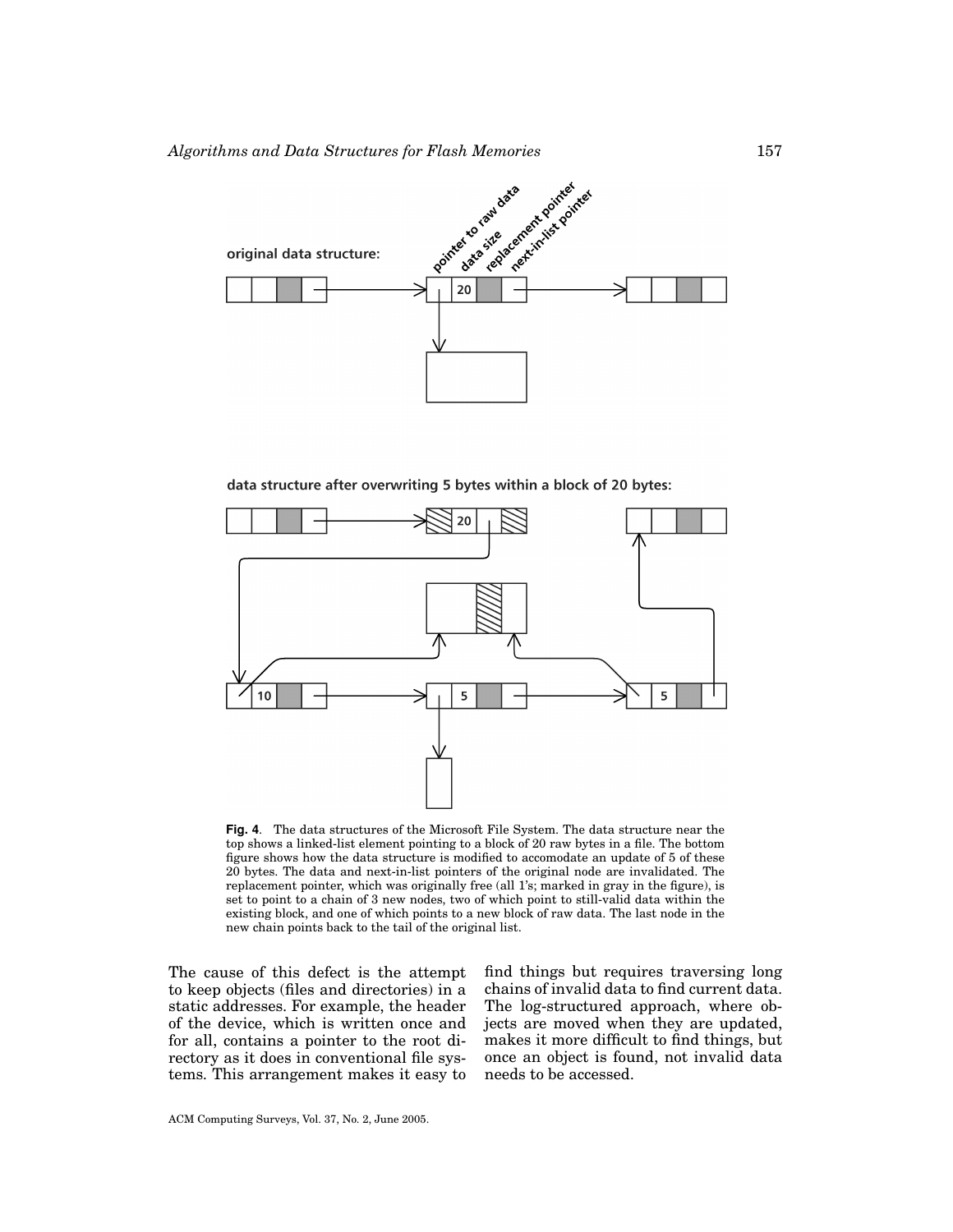**Fig. 4**. The data structures of the Microsoft File System. The data structure near the top shows a linked-list element pointing to a block of 20 raw bytes in a file. The bottom figure shows how the data structure is modified to accomodate an update of 5 of these 20 bytes. The data and next-in-list pointers of the original node are invalidated. The replacement pointer, which was originally free (all 1's; marked in gray in the figure), is set to point to a chain of 3 new nodes, two of which point to still-valid data within the existing block, and one of which points to a new block of raw data. The last node in the new chain points back to the tail of the original list.

The cause of this defect is the attempt to keep objects (files and directories) in a static addresses. For example, the header of the device, which is written once and for all, contains a pointer to the root directory as it does in conventional file systems. This arrangement makes it easy to find things but requires traversing long chains of invalid data to find current data. The log-structured approach, where objects are moved when they are updated, makes it more difficult to find things, but once an object is found, not invalid data needs to be accessed.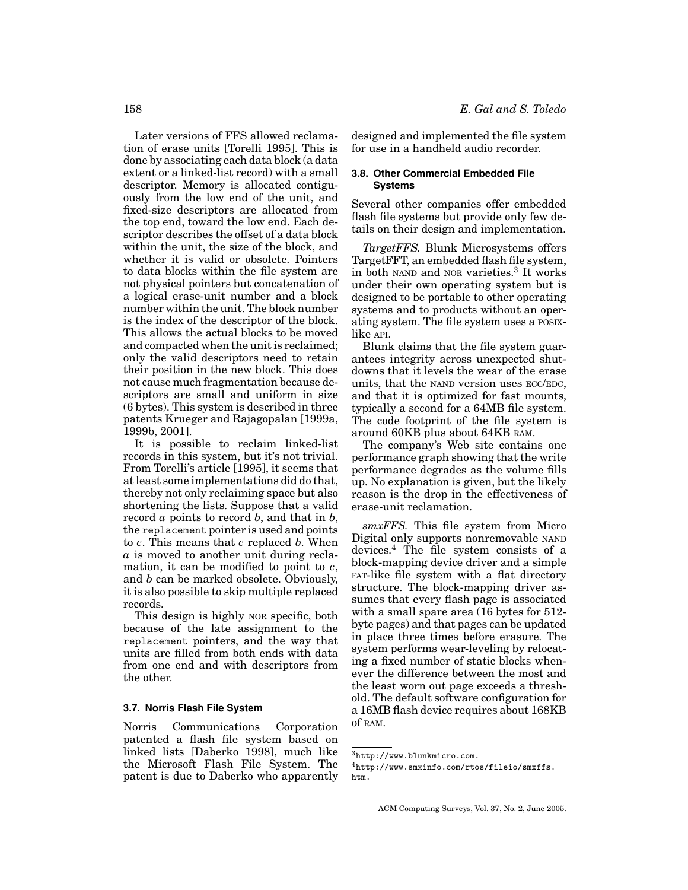Later versions of FFS allowed reclamation of erase units [Torelli 1995]. This is done by associating each data block (a data extent or a linked-list record) with a small descriptor. Memory is allocated contiguously from the low end of the unit, and fixed-size descriptors are allocated from the top end, toward the low end. Each descriptor describes the offset of a data block within the unit, the size of the block, and whether it is valid or obsolete. Pointers to data blocks within the file system are not physical pointers but concatenation of a logical erase-unit number and a block number within the unit. The block number is the index of the descriptor of the block. This allows the actual blocks to be moved and compacted when the unit is reclaimed; only the valid descriptors need to retain their position in the new block. This does not cause much fragmentation because descriptors are small and uniform in size (6 bytes). This system is described in three patents Krueger and Rajagopalan [1999a, 1999b, 2001].

It is possible to reclaim linked-list records in this system, but it's not trivial. From Torelli's article [1995], it seems that at least some implementations did do that, thereby not only reclaiming space but also shortening the lists. Suppose that a valid record $a$ points to record $b$, and that in $b$, the `replacement` pointer is used and points to $c$. This means that $c$ replaced $b$. When $a$ is moved to another unit during reclamation, it can be modified to point to $c$, and $b$ can be marked obsolete. Obviously, it is also possible to skip multiple replaced records.

This design is highly NOR specific, both because of the late assignment to the `replacement` pointers, and the way that units are filled from both ends with data from one end and with descriptors from the other.

### 3.7. Norris Flash File System

Norris Communications Corporation patented a flash file system based on linked lists [Daberko 1998], much like the Microsoft Flash File System. The patent is due to Daberko who apparently designed and implemented the file system for use in a handheld audio recorder.

### 3.8. Other Commercial Embedded File Systems

Several other companies offer embedded flash file systems but provide only few details on their design and implementation.

*TargetFFS.* Blunk Microsystems offers TargetFFT, an embedded flash file system, in both NAND and NOR varieties.[3] It works under their own operating system but is designed to be portable to other operating systems and to products without an operating system. The file system uses a POSIX-like API.

Blunk claims that the file system guarantees integrity across unexpected shutdowns that it levels the wear of the erase units, that the NAND version uses ECC/EDC, and that it is optimized for fast mounts, typically a second for a 64MB file system. The code footprint of the file system is around 60KB plus about 64KB RAM.

The company's Web site contains one performance graph showing that the write performance degrades as the volume fills up. No explanation is given, but the likely reason is the drop in the effectiveness of erase-unit reclamation.

*smxFFS.* This file system from Micro Digital only supports nonremovable NAND devices.[4] The file system consists of a block-mapping device driver and a simple FAT-like file system with a flat directory structure. The block-mapping driver assumes that every flash page is associated with a small spare area (16 bytes for 512-byte pages) and that pages can be updated in place three times before erasure. The system performs wear-leveling by relocating a fixed number of static blocks whenever the difference between the most and the least worn out page exceeds a threshold. The default software configuration for a 16MB flash device requires about 168KB of RAM.

---

[3] http://www.blunkmicro.com.

[4] http://www.smxinfo.com/rtos/fileio/smxffs.htm.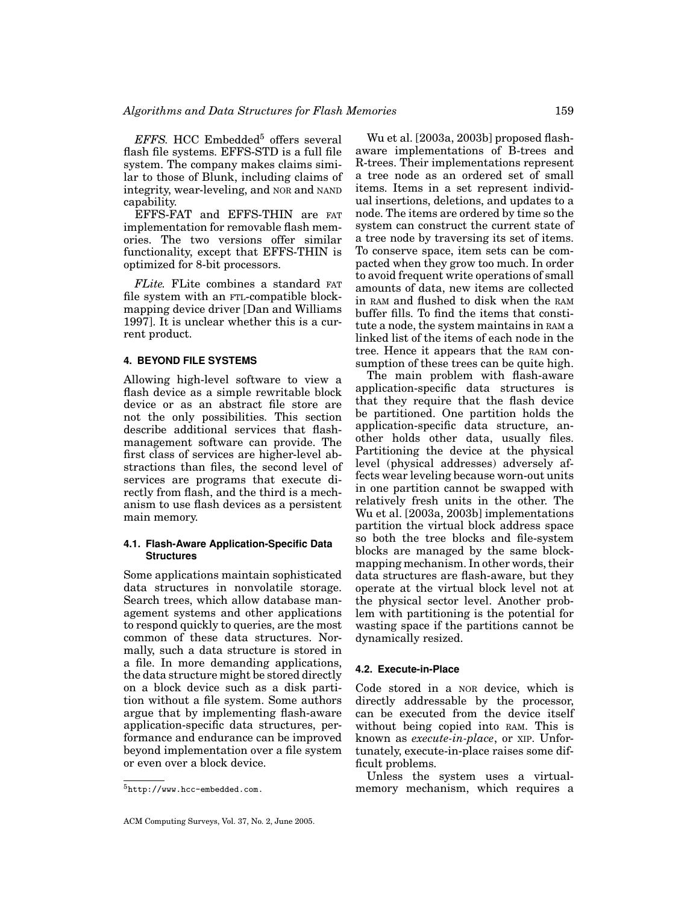*EFFS.* HCC Embedded[5] offers several flash file systems. EFFS-STD is a full file system. The company makes claims similar to those of Blunk, including claims of integrity, wear-leveling, and NOR and NAND capability.

EFFS-FAT and EFFS-THIN are FAT implementation for removable flash memories. The two versions offer similar functionality, except that EFFS-THIN is optimized for 8-bit processors.

*FLite.* FLite combines a standard FAT file system with an FTL-compatible block-mapping device driver [Dan and Williams 1997]. It is unclear whether this is a current product.

## 4. BEYOND FILE SYSTEMS

Allowing high-level software to view a flash device as a simple rewritable block device or as an abstract file store are not the only possibilities. This section describe additional services that flash-management software can provide. The first class of services are higher-level abstractions than files, the second level of services are programs that execute directly from flash, and the third is a mechanism to use flash devices as a persistent main memory.

### 4.1. Flash-Aware Application-Specific Data Structures

Some applications maintain sophisticated data structures in nonvolatile storage. Search trees, which allow database management systems and other applications to respond quickly to queries, are the most common of these data structures. Normally, such a data structure is stored in a file. In more demanding applications, the data structure might be stored directly on a block device such as a disk partition without a file system. Some authors argue that by implementing flash-aware application-specific data structures, performance and endurance can be improved beyond implementation over a file system or even over a block device.

Wu et al. [2003a, 2003b] proposed flash-aware implementations of B-trees and R-trees. Their implementations represent a tree node as an ordered set of small items. Items in a set represent individual insertions, deletions, and updates to a node. The items are ordered by time so the system can construct the current state of a tree node by traversing its set of items. To conserve space, item sets can be compacted when they grow too much. In order to avoid frequent write operations of small amounts of data, new items are collected in RAM and flushed to disk when the RAM buffer fills. To find the items that constitute a node, the system maintains in RAM a linked list of the items of each node in the tree. Hence it appears that the RAM consumption of these trees can be quite high.

The main problem with flash-aware application-specific data structures is that they require that the flash device be partitioned. One partition holds the application-specific data structure, another holds other data, usually files. Partitioning the device at the physical level (physical addresses) adversely affects wear leveling because worn-out units in one partition cannot be swapped with relatively fresh units in the other. The Wu et al. [2003a, 2003b] implementations partition the virtual block address space so both the tree blocks and file-system blocks are managed by the same block-mapping mechanism. In other words, their data structures are flash-aware, but they operate at the virtual block level not at the physical sector level. Another problem with partitioning is the potential for wasting space if the partitions cannot be dynamically resized.

### 4.2. Execute-in-Place

Code stored in a NOR device, which is directly addressable by the processor, can be executed from the device itself without being copied into RAM. This is known as *execute-in-place*, or XIP. Unfortunately, execute-in-place raises some difficult problems.

Unless the system uses a virtual-memory mechanism, which requires a

[5] http://www.hcc-embedded.com.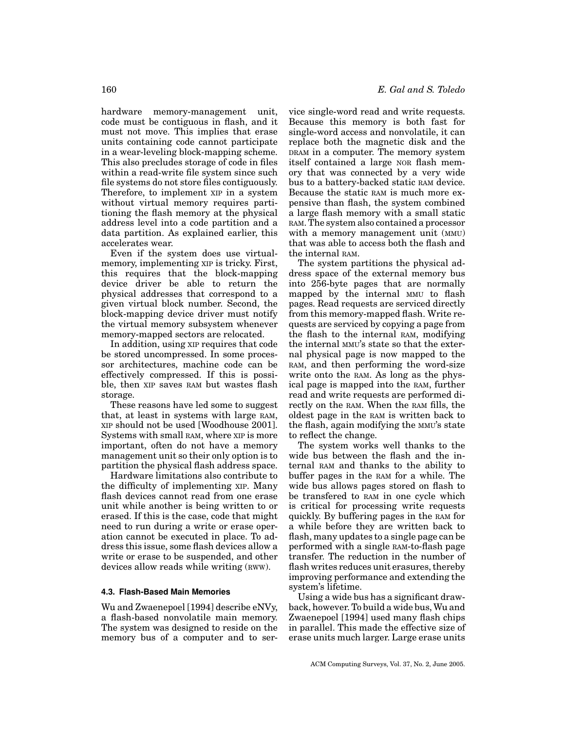hardware memory-management unit, code must be contiguous in flash, and it must not move. This implies that erase units containing code cannot participate in a wear-leveling block-mapping scheme. This also precludes storage of code in files within a read-write file system since such file systems do not store files contiguously. Therefore, to implement XIP in a system without virtual memory requires partitioning the flash memory at the physical address level into a code partition and a data partition. As explained earlier, this accelerates wear.

Even if the system does use virtual-memory, implementing XIP is tricky. First, this requires that the block-mapping device driver be able to return the physical addresses that correspond to a given virtual block number. Second, the block-mapping device driver must notify the virtual memory subsystem whenever memory-mapped sectors are relocated.

In addition, using XIP requires that code be stored uncompressed. In some processor architectures, machine code can be effectively compressed. If this is possible, then XIP saves RAM but wastes flash storage.

These reasons have led some to suggest that, at least in systems with large RAM, XIP should not be used [Woodhouse 2001]. Systems with small RAM, where XIP is more important, often do not have a memory management unit so their only option is to partition the physical flash address space.

Hardware limitations also contribute to the difficulty of implementing XIP. Many flash devices cannot read from one erase unit while another is being written to or erased. If this is the case, code that might need to run during a write or erase operation cannot be executed in place. To address this issue, some flash devices allow a write or erase to be suspended, and other devices allow reads while writing (RWW).

### 4.3. Flash-Based Main Memories

Wu and Zwaenepoel [1994] describe eNVy, a flash-based nonvolatile main memory. The system was designed to reside on the memory bus of a computer and to service single-word read and write requests. Because this memory is both fast for single-word access and nonvolatile, it can replace both the magnetic disk and the DRAM in a computer. The memory system itself contained a large NOR flash memory that was connected by a very wide bus to a battery-backed static RAM device. Because the static RAM is much more expensive than flash, the system combined a large flash memory with a small static RAM. The system also contained a processor with a memory management unit (MMU) that was able to access both the flash and the internal RAM.

The system partitions the physical address space of the external memory bus into 256-byte pages that are normally mapped by the internal MMU to flash pages. Read requests are serviced directly from this memory-mapped flash. Write requests are serviced by copying a page from the flash to the internal RAM, modifying the internal MMU's state so that the external physical page is now mapped to the RAM, and then performing the word-size write onto the RAM. As long as the physical page is mapped into the RAM, further read and write requests are performed directly on the RAM. When the RAM fills, the oldest page in the RAM is written back to the flash, again modifying the MMU's state to reflect the change.

The system works well thanks to the wide bus between the flash and the internal RAM and thanks to the ability to buffer pages in the RAM for a while. The wide bus allows pages stored on flash to be transfered to RAM in one cycle which is critical for processing write requests quickly. By buffering pages in the RAM for a while before they are written back to flash, many updates to a single page can be performed with a single RAM-to-flash page transfer. The reduction in the number of flash writes reduces unit erasures, thereby improving performance and extending the system's lifetime.

Using a wide bus has a significant drawback, however. To build a wide bus, Wu and Zwaenepoel [1994] used many flash chips in parallel. This made the effective size of erase units much larger. Large erase units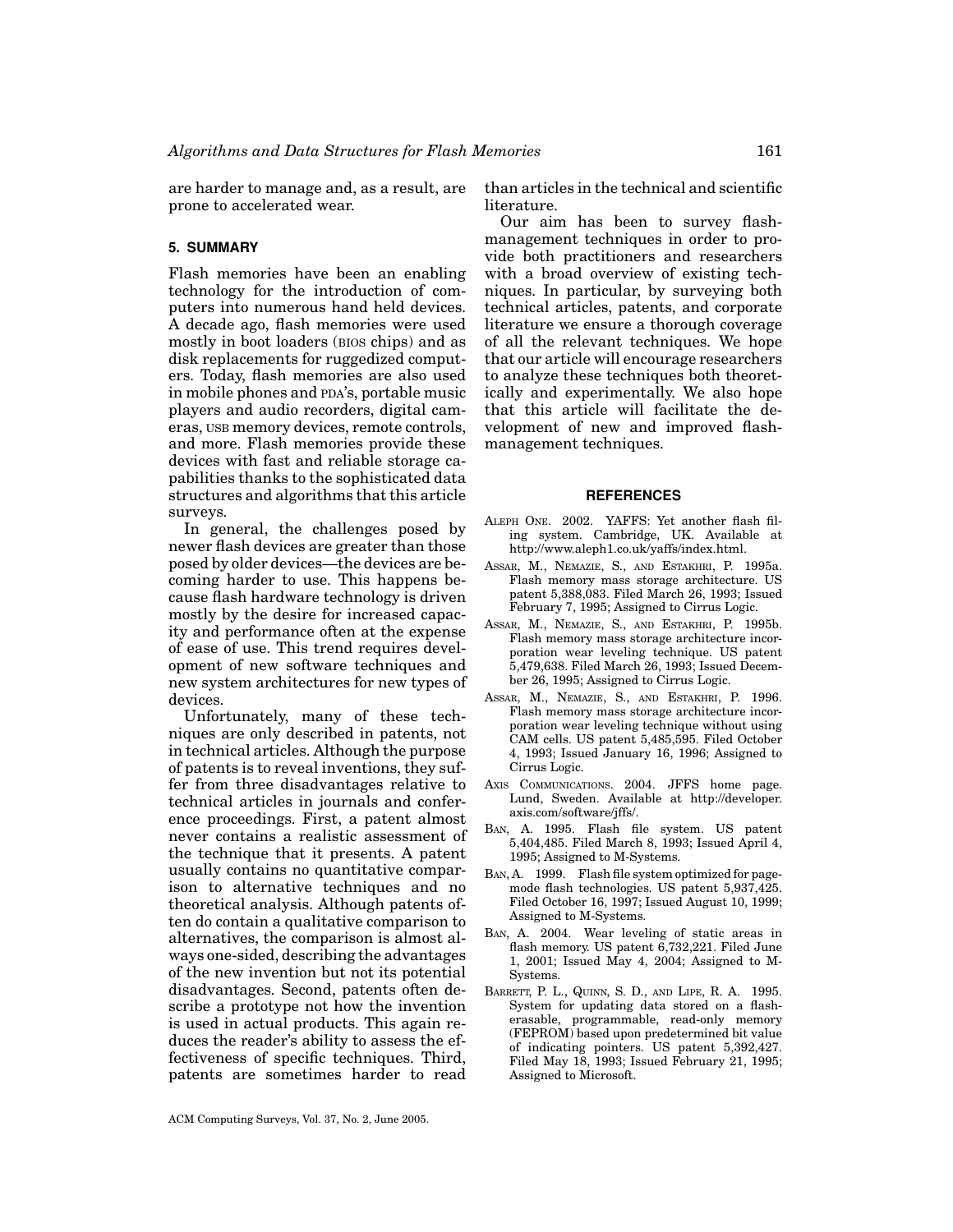are harder to manage and, as a result, are prone to accelerated wear.

## 5. SUMMARY

Flash memories have been an enabling technology for the introduction of computers into numerous hand held devices. A decade ago, flash memories were used mostly in boot loaders (BIOS chips) and as disk replacements for ruggedized computers. Today, flash memories are also used in mobile phones and PDA's, portable music players and audio recorders, digital cameras, USB memory devices, remote controls, and more. Flash memories provide these devices with fast and reliable storage capabilities thanks to the sophisticated data structures and algorithms that this article surveys.

In general, the challenges posed by newer flash devices are greater than those posed by older devices—the devices are becoming harder to use. This happens because flash hardware technology is driven mostly by the desire for increased capacity and performance often at the expense of ease of use. This trend requires development of new software techniques and new system architectures for new types of devices.

Unfortunately, many of these techniques are only described in patents, not in technical articles. Although the purpose of patents is to reveal inventions, they suffer from three disadvantages relative to technical articles in journals and conference proceedings. First, a patent almost never contains a realistic assessment of the technique that it presents. A patent usually contains no quantitative comparison to alternative techniques and no theoretical analysis. Although patents often do contain a qualitative comparison to alternatives, the comparison is almost always one-sided, describing the advantages of the new invention but not its potential disadvantages. Second, patents often describe a prototype not how the invention is used in actual products. This again reduces the reader's ability to assess the effectiveness of specific techniques. Third, patents are sometimes harder to read than articles in the technical and scientific literature.

Our aim has been to survey flash-management techniques in order to provide both practitioners and researchers with a broad overview of existing techniques. In particular, by surveying both technical articles, patents, and corporate literature we ensure a thorough coverage of all the relevant techniques. We hope that our article will encourage researchers to analyze these techniques both theoretically and experimentally. We also hope that this article will facilitate the development of new and improved flash-management techniques.

## REFERENCES

ALEPH ONE. 2002. YAFFS: Yet another flash filing system. Cambridge, UK. Available at http://www.aleph1.co.uk/yaffs/index.html.

ASSAR, M., NEMAZIE, S., AND ESTAKHRI, P. 1995a. Flash memory mass storage architecture. US patent 5,388,083. Filed March 26, 1993; Issued February 7, 1995; Assigned to Cirrus Logic.

ASSAR, M., NEMAZIE, S., AND ESTAKHRI, P. 1995b. Flash memory mass storage architecture incorporation wear leveling technique. US patent 5,479,638. Filed March 26, 1993; Issued December 26, 1995; Assigned to Cirrus Logic.

ASSAR, M., NEMAZIE, S., AND ESTAKHRI, P. 1996. Flash memory mass storage architecture incorporation wear leveling technique without using CAM cells. US patent 5,485,595. Filed October 4, 1993; Issued January 16, 1996; Assigned to Cirrus Logic.

AXIS COMMUNICATIONS. 2004. JFFS home page. Lund, Sweden. Available at http://developer.axis.com/software/jffs/.

BAN, A. 1995. Flash file system. US patent 5,404,485. Filed March 8, 1993; Issued April 4, 1995; Assigned to M-Systems.

BAN, A. 1999. Flash file system optimized for page-mode flash technologies. US patent 5,937,425. Filed October 16, 1997; Issued August 10, 1999; Assigned to M-Systems.

BAN, A. 2004. Wear leveling of static areas in flash memory. US patent 6,732,221. Filed June 1, 2001; Issued May 4, 2004; Assigned to M-Systems.

BARRETT, P. L., QUINN, S. D., AND LIPE, R. A. 1995. System for updating data stored on a flash-erasable, programmable, read-only memory (FEPROM) based upon predetermined bit value of indicating pointers. US patent 5,392,427. Filed May 18, 1993; Issued February 21, 1995; Assigned to Microsoft.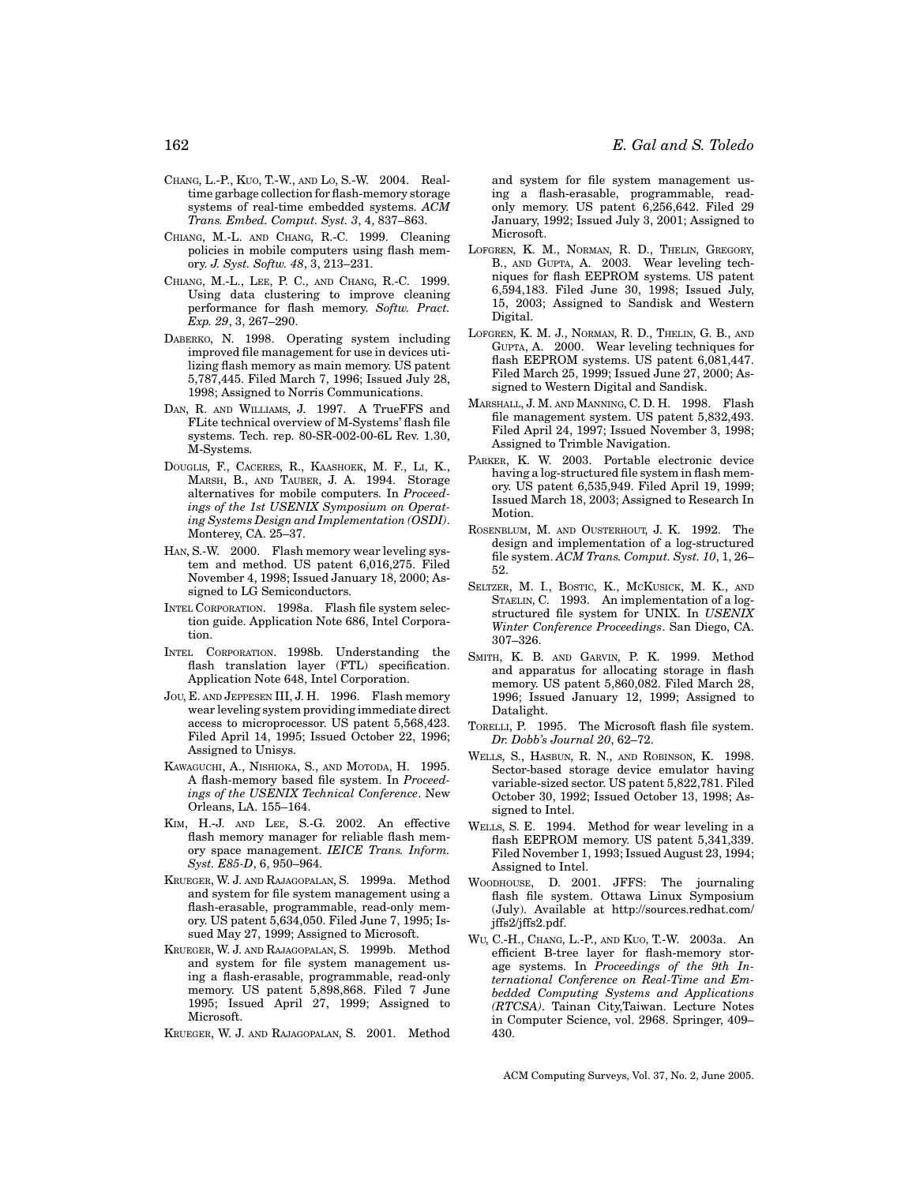CHANG, L.-P., KUO, T.-W., AND LO, S.-W. 2004. Real-time garbage collection for flash-memory storage systems of real-time embedded systems. *ACM Trans. Embed. Comput. Syst. 3*, 4, 837–863.

CHIANG, M.-L. AND CHANG, R.-C. 1999. Cleaning policies in mobile computers using flash memory. *J. Syst. Softw. 48*, 3, 213–231.

CHIANG, M.-L., LEE, P. C., AND CHANG, R.-C. 1999. Using data clustering to improve cleaning performance for flash memory. *Softw. Pract. Exp. 29*, 3, 267–290.

DABERKO, N. 1998. Operating system including improved file management for use in devices utilizing flash memory as main memory. US patent 5,787,445. Filed March 7, 1996; Issued July 28, 1998; Assigned to Norris Communications.

DAN, R. AND WILLIAMS, J. 1997. A TrueFFS and FLite technical overview of M-Systems' flash file systems. Tech. rep. 80-SR-002-00-6L Rev. 1.30, M-Systems.

DOUGLIS, F., CACERES, R., KAASHOEK, M. F., LI, K., MARSH, B., AND TAUBER, J. A. 1994. Storage alternatives for mobile computers. In *Proceedings of the 1st USENIX Symposium on Operating Systems Design and Implementation (OSDI)*. Monterey, CA. 25–37.

HAN, S.-W. 2000. Flash memory wear leveling system and method. US patent 6,016,275. Filed November 4, 1998; Issued January 18, 2000; Assigned to LG Semiconductors.

INTEL CORPORATION. 1998a. Flash file system selection guide. Application Note 686, Intel Corporation.

INTEL CORPORATION. 1998b. Understanding the flash translation layer (FTL) specification. Application Note 648, Intel Corporation.

JOU, E. AND JEPPESEN III, J. H. 1996. Flash memory wear leveling system providing immediate direct access to microprocessor. US patent 5,568,423. Filed April 14, 1995; Issued October 22, 1996; Assigned to Unisys.

KAWAGUCHI, A., NISHIOKA, S., AND MOTODA, H. 1995. A flash-memory based file system. In *Proceedings of the USENIX Technical Conference*. New Orleans, LA. 155–164.

KIM, H.-J. AND LEE, S.-G. 2002. An effective flash memory manager for reliable flash memory space management. *IEICE Trans. Inform. Syst. E85-D*, 6, 950–964.

KRUEGER, W. J. AND RAJAGOPALAN, S. 1999a. Method and system for file system management using a flash-erasable, programmable, read-only memory. US patent 5,634,050. Filed June 7, 1995; Issued May 27, 1999; Assigned to Microsoft.

KRUEGER, W. J. AND RAJAGOPALAN, S. 1999b. Method and system for file system management using a flash-erasable, programmable, read-only memory. US patent 5,898,868. Filed 7 June 1995; Issued April 27, 1999; Assigned to Microsoft.

KRUEGER, W. J. AND RAJAGOPALAN, S. 2001. Method and system for file system management using a flash-erasable, programmable, read-only memory. US patent 6,256,642. Filed 29 January, 1992; Issued July 3, 2001; Assigned to Microsoft.

LOFGREN, K. M., NORMAN, R. D., THELIN, GREGORY, B., AND GUPTA, A. 2003. Wear leveling techniques for flash EEPROM systems. US patent 6,594,183. Filed June 30, 1998; Issued July, 15, 2003; Assigned to Sandisk and Western Digital.

LOFGREN, K. M. J., NORMAN, R. D., THELIN, G. B., AND GUPTA, A. 2000. Wear leveling techniques for flash EEPROM systems. US patent 6,081,447. Filed March 25, 1999; Issued June 27, 2000; Assigned to Western Digital and Sandisk.

MARSHALL, J. M. AND MANNING, C. D. H. 1998. Flash file management system. US patent 5,832,493. Filed April 24, 1997; Issued November 3, 1998; Assigned to Trimble Navigation.

PARKER, K. W. 2003. Portable electronic device having a log-structured file system in flash memory. US patent 6,535,949. Filed April 19, 1999; Issued March 18, 2003; Assigned to Research In Motion.

ROSENBLUM, M. AND OUSTERHOUT, J. K. 1992. The design and implementation of a log-structured file system. *ACM Trans. Comput. Syst. 10*, 1, 26–52.

SELTZER, M. I., BOSTIC, K., MCKUSICK, M. K., AND STAELIN, C. 1993. An implementation of a log-structured file system for UNIX. In *USENIX Winter Conference Proceedings*. San Diego, CA. 307–326.

SMITH, K. B. AND GARVIN, P. K. 1999. Method and apparatus for allocating storage in flash memory. US patent 5,860,082. Filed March 28, 1996; Issued January 12, 1999; Assigned to Datalight.

TORELLI, P. 1995. The Microsoft flash file system. *Dr. Dobb's Journal 20*, 62–72.

WELLS, S., HASBUN, R. N., AND ROBINSON, K. 1998. Sector-based storage device emulator having variable-sized sector. US patent 5,822,781. Filed October 30, 1992; Issued October 13, 1998; Assigned to Intel.

WELLS, S. E. 1994. Method for wear leveling in a flash EEPROM memory. US patent 5,341,339. Filed November 1, 1993; Issued August 23, 1994; Assigned to Intel.

WOODHOUSE, D. 2001. JFFS: The journaling flash file system. Ottawa Linux Symposium (July). Available at http://sources.redhat.com/jffs2/jffs2.pdf.

WU, C.-H., CHANG, L.-P., AND KUO, T.-W. 2003a. An efficient B-tree layer for flash-memory storage systems. In *Proceedings of the 9th International Conference on Real-Time and Embedded Computing Systems and Applications (RTCSA)*. Tainan City,Taiwan. Lecture Notes in Computer Science, vol. 2968. Springer, 409–430.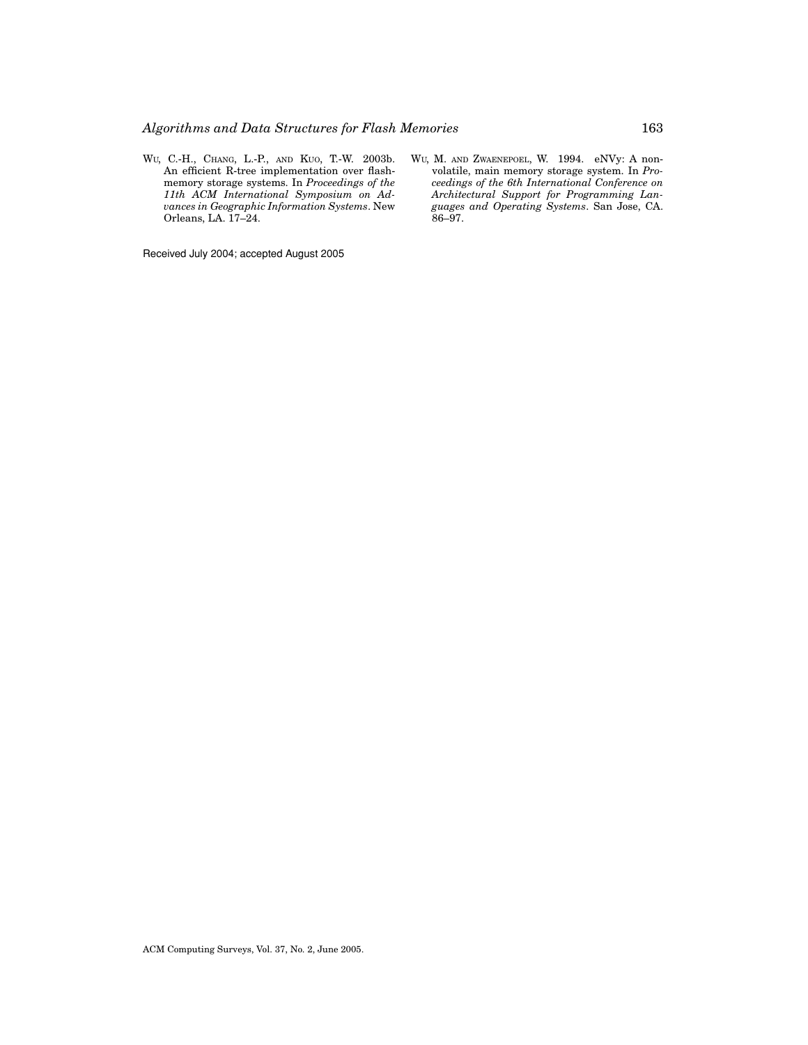WU, C.-H., CHANG, L.-P., AND KUO, T.-W. 2003b. An efficient R-tree implementation over flash-memory storage systems. In *Proceedings of the 11th ACM International Symposium on Advances in Geographic Information Systems*. New Orleans, LA. 17–24.

WU, M. AND ZWAENEPOEL, W. 1994. eNVy: A non-volatile, main memory storage system. In *Proceedings of the 6th International Conference on Architectural Support for Programming Languages and Operating Systems*. San Jose, CA. 86–97.

Received July 2004; accepted August 2005